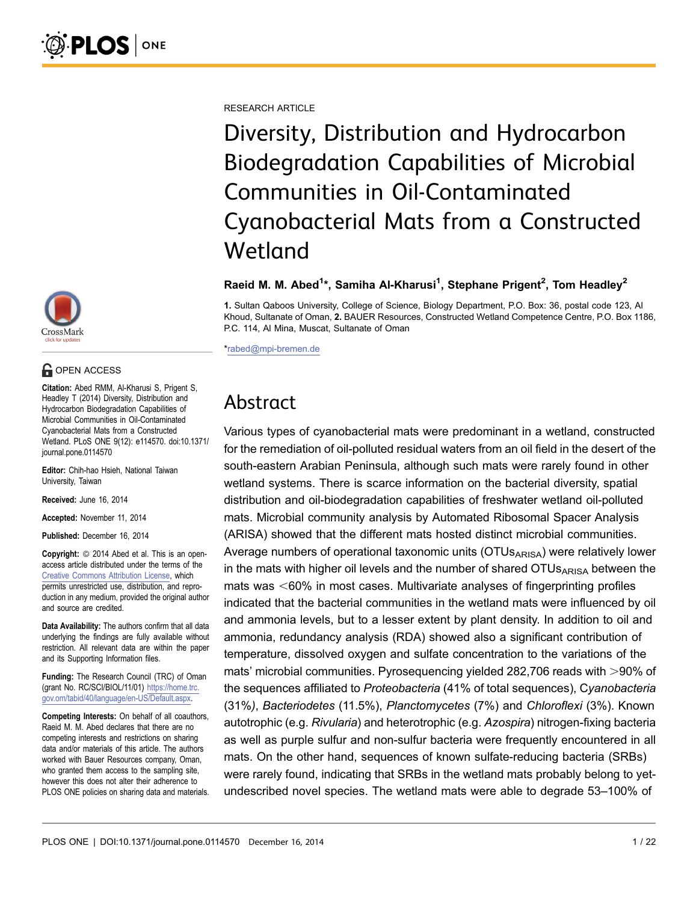RESEARCH ARTICLE

# Diversity, Distribution and Hydrocarbon Biodegradation Capabilities of Microbial Communities in Oil-Contaminated Cyanobacterial Mats from a Constructed Wetland

**Raeid M. M. Abed[1]*, Samiha Al-Kharusi[1], Stephane Prigent[2], Tom Headley[2]**

**1.** Sultan Qaboos University, College of Science, Biology Department, P.O. Box: 36, postal code 123, Al Khoud, Sultanate of Oman, **2.** BAUER Resources, Constructed Wetland Competence Centre, P.O. Box 1186, P.C. 114, Al Mina, Muscat, Sultanate of Oman

*rabed@mpi-bremen.de

OPEN ACCESS

**Citation:** Abed RMM, Al-Kharusi S, Prigent S, Headley T (2014) Diversity, Distribution and Hydrocarbon Biodegradation Capabilities of Microbial Communities in Oil-Contaminated Cyanobacterial Mats from a Constructed Wetland. PLoS ONE 9(12): e114570. doi:10.1371/journal.pone.0114570

**Editor:** Chih-hao Hsieh, National Taiwan University, Taiwan

**Received:** June 16, 2014

**Accepted:** November 11, 2014

**Published:** December 16, 2014

**Copyright:** © 2014 Abed et al. This is an open-access article distributed under the terms of the Creative Commons Attribution License, which permits unrestricted use, distribution, and reproduction in any medium, provided the original author and source are credited.

**Data Availability:** The authors confirm that all data underlying the findings are fully available without restriction. All relevant data are within the paper and its Supporting Information files.

**Funding:** The Research Council (TRC) of Oman (grant No. RC/SCI/BIOL/11/01) https://home.trc.gov.om/tabid/40/language/en-US/Default.aspx.

**Competing Interests:** On behalf of all coauthors, Raeid M. M. Abed declares that there are no competing interests and restrictions on sharing data and/or materials of this article. The authors worked with Bauer Resources company, Oman, who granted them access to the sampling site, however this does not alter their adherence to PLOS ONE policies on sharing data and materials.

## Abstract

Various types of cyanobacterial mats were predominant in a wetland, constructed for the remediation of oil-polluted residual waters from an oil field in the desert of the south-eastern Arabian Peninsula, although such mats were rarely found in other wetland systems. There is scarce information on the bacterial diversity, spatial distribution and oil-biodegradation capabilities of freshwater wetland oil-polluted mats. Microbial community analysis by Automated Ribosomal Spacer Analysis (ARISA) showed that the different mats hosted distinct microbial communities. Average numbers of operational taxonomic units ($OTUs_{ARISA}$) were relatively lower in the mats with higher oil levels and the number of shared $OTUs_{ARISA}$ between the mats was <60% in most cases. Multivariate analyses of fingerprinting profiles indicated that the bacterial communities in the wetland mats were influenced by oil and ammonia levels, but to a lesser extent by plant density. In addition to oil and ammonia, redundancy analysis (RDA) showed also a significant contribution of temperature, dissolved oxygen and sulfate concentration to the variations of the mats' microbial communities. Pyrosequencing yielded 282,706 reads with >90% of the sequences affiliated to *Proteobacteria* (41% of total sequences), C*yanobacteria* (31%*)*, *Bacteriodetes* (11.5%), *Planctomycetes* (7%) and *Chloroflexi* (3%). Known autotrophic (e.g. *Rivularia*) and heterotrophic (e.g. *Azospira*) nitrogen-fixing bacteria as well as purple sulfur and non-sulfur bacteria were frequently encountered in all mats. On the other hand, sequences of known sulfate-reducing bacteria (SRBs) were rarely found, indicating that SRBs in the wetland mats probably belong to yet-undescribed novel species. The wetland mats were able to degrade 53–100% of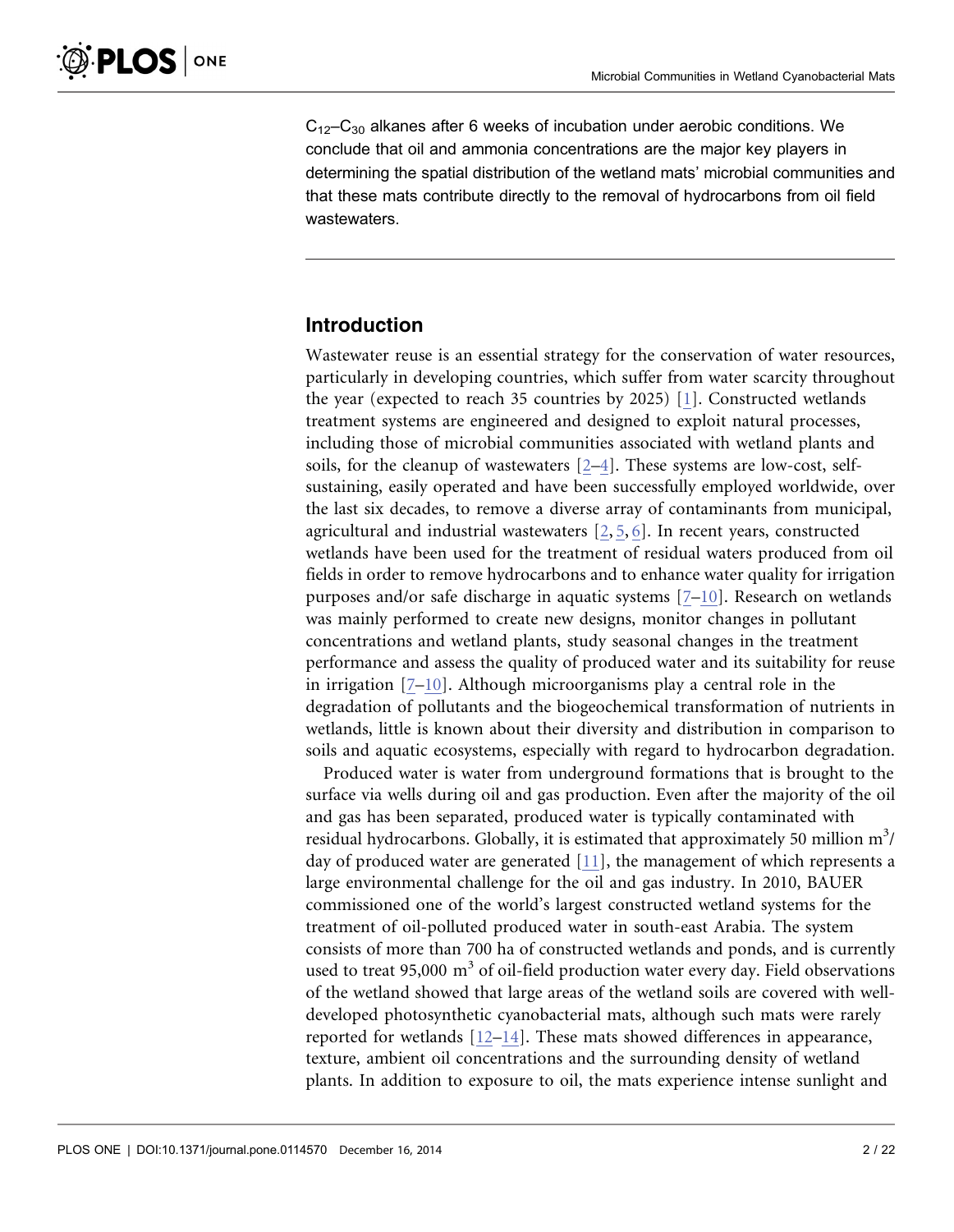$C_{12}$–$C_{30}$ alkanes after 6 weeks of incubation under aerobic conditions. We conclude that oil and ammonia concentrations are the major key players in determining the spatial distribution of the wetland mats' microbial communities and that these mats contribute directly to the removal of hydrocarbons from oil field wastewaters.

## Introduction

Wastewater reuse is an essential strategy for the conservation of water resources, particularly in developing countries, which suffer from water scarcity throughout the year (expected to reach 35 countries by 2025) [1]. Constructed wetlands treatment systems are engineered and designed to exploit natural processes, including those of microbial communities associated with wetland plants and soils, for the cleanup of wastewaters [2–4]. These systems are low-cost, self-sustaining, easily operated and have been successfully employed worldwide, over the last six decades, to remove a diverse array of contaminants from municipal, agricultural and industrial wastewaters [2, 5, 6]. In recent years, constructed wetlands have been used for the treatment of residual waters produced from oil fields in order to remove hydrocarbons and to enhance water quality for irrigation purposes and/or safe discharge in aquatic systems [7–10]. Research on wetlands was mainly performed to create new designs, monitor changes in pollutant concentrations and wetland plants, study seasonal changes in the treatment performance and assess the quality of produced water and its suitability for reuse in irrigation [7–10]. Although microorganisms play a central role in the degradation of pollutants and the biogeochemical transformation of nutrients in wetlands, little is known about their diversity and distribution in comparison to soils and aquatic ecosystems, especially with regard to hydrocarbon degradation.

Produced water is water from underground formations that is brought to the surface via wells during oil and gas production. Even after the majority of the oil and gas has been separated, produced water is typically contaminated with residual hydrocarbons. Globally, it is estimated that approximately 50 million $m^3$/day of produced water are generated [11], the management of which represents a large environmental challenge for the oil and gas industry. In 2010, BAUER commissioned one of the world's largest constructed wetland systems for the treatment of oil-polluted produced water in south-east Arabia. The system consists of more than 700 ha of constructed wetlands and ponds, and is currently used to treat 95,000 $m^3$ of oil-field production water every day. Field observations of the wetland showed that large areas of the wetland soils are covered with well-developed photosynthetic cyanobacterial mats, although such mats were rarely reported for wetlands [12–14]. These mats showed differences in appearance, texture, ambient oil concentrations and the surrounding density of wetland plants. In addition to exposure to oil, the mats experience intense sunlight and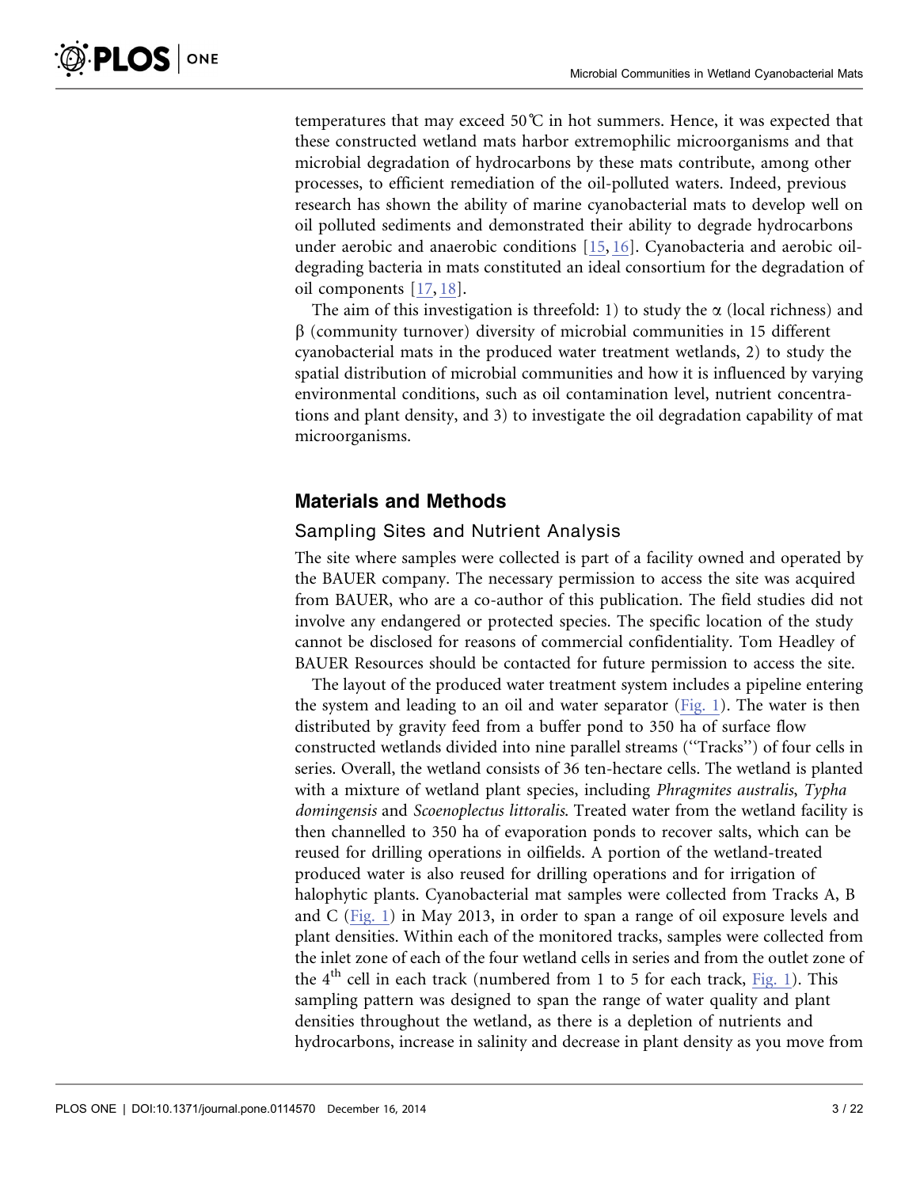temperatures that may exceed 50℃ in hot summers. Hence, it was expected that these constructed wetland mats harbor extremophilic microorganisms and that microbial degradation of hydrocarbons by these mats contribute, among other processes, to efficient remediation of the oil-polluted waters. Indeed, previous research has shown the ability of marine cyanobacterial mats to develop well on oil polluted sediments and demonstrated their ability to degrade hydrocarbons under aerobic and anaerobic conditions [15, 16]. Cyanobacteria and aerobic oil-degrading bacteria in mats constituted an ideal consortium for the degradation of oil components [17, 18].

The aim of this investigation is threefold: 1) to study the $\alpha$ (local richness) and $\beta$ (community turnover) diversity of microbial communities in 15 different cyanobacterial mats in the produced water treatment wetlands, 2) to study the spatial distribution of microbial communities and how it is influenced by varying environmental conditions, such as oil contamination level, nutrient concentrations and plant density, and 3) to investigate the oil degradation capability of mat microorganisms.

## Materials and Methods

### Sampling Sites and Nutrient Analysis

The site where samples were collected is part of a facility owned and operated by the BAUER company. The necessary permission to access the site was acquired from BAUER, who are a co-author of this publication. The field studies did not involve any endangered or protected species. The specific location of the study cannot be disclosed for reasons of commercial confidentiality. Tom Headley of BAUER Resources should be contacted for future permission to access the site.

The layout of the produced water treatment system includes a pipeline entering the system and leading to an oil and water separator (Fig. 1). The water is then distributed by gravity feed from a buffer pond to 350 ha of surface flow constructed wetlands divided into nine parallel streams (''Tracks'') of four cells in series. Overall, the wetland consists of 36 ten-hectare cells. The wetland is planted with a mixture of wetland plant species, including *Phragmites australis*, *Typha domingensis* and *Scoenoplectus littoralis*. Treated water from the wetland facility is then channelled to 350 ha of evaporation ponds to recover salts, which can be reused for drilling operations in oilfields. A portion of the wetland-treated produced water is also reused for drilling operations and for irrigation of halophytic plants. Cyanobacterial mat samples were collected from Tracks A, B and C (Fig. 1) in May 2013, in order to span a range of oil exposure levels and plant densities. Within each of the monitored tracks, samples were collected from the inlet zone of each of the four wetland cells in series and from the outlet zone of the 4$^{th}$ cell in each track (numbered from 1 to 5 for each track, Fig. 1). This sampling pattern was designed to span the range of water quality and plant densities throughout the wetland, as there is a depletion of nutrients and hydrocarbons, increase in salinity and decrease in plant density as you move from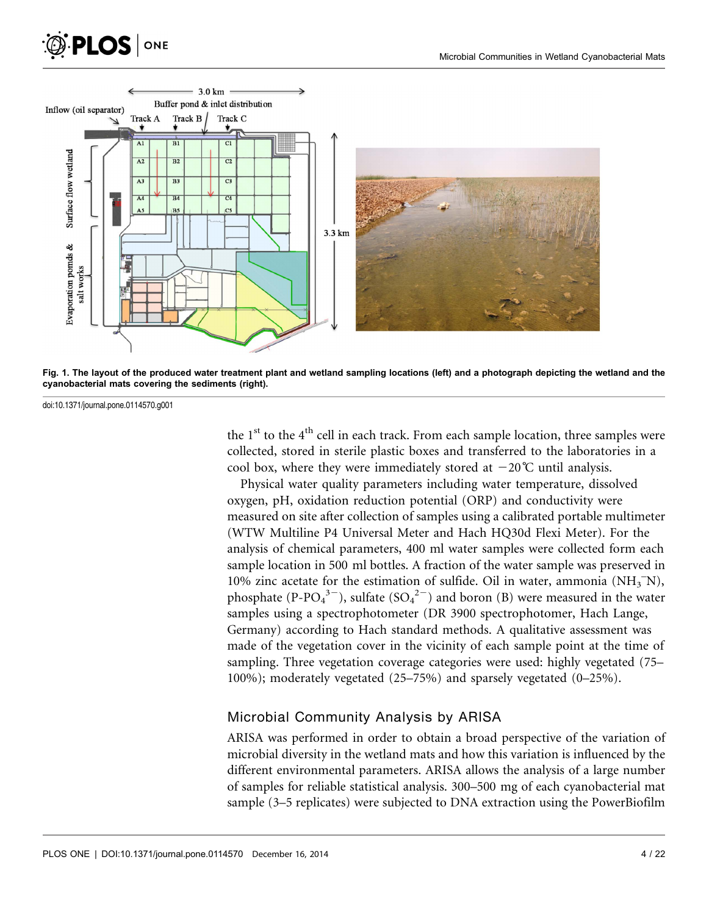Fig. 1. The layout of the produced water treatment plant and wetland sampling locations (left) and a photograph depicting the wetland and the cyanobacterial mats covering the sediments (right).

doi:10.1371/journal.pone.0114570.g001

the 1st to the 4th cell in each track. From each sample location, three samples were collected, stored in sterile plastic boxes and transferred to the laboratories in a cool box, where they were immediately stored at −20°C until analysis.

Physical water quality parameters including water temperature, dissolved oxygen, pH, oxidation reduction potential (ORP) and conductivity were measured on site after collection of samples using a calibrated portable multimeter (WTW Multiline P4 Universal Meter and Hach HQ30d Flexi Meter). For the analysis of chemical parameters, 400 ml water samples were collected form each sample location in 500 ml bottles. A fraction of the water sample was preserved in 10% zinc acetate for the estimation of sulfide. Oil in water, ammonia ($NH_3^{-}N$), phosphate ($P\text{-}PO_4^{3-}$), sulfate ($SO_4^{2-}$) and boron (B) were measured in the water samples using a spectrophotometer (DR 3900 spectrophotomer, Hach Lange, Germany) according to Hach standard methods. A qualitative assessment was made of the vegetation cover in the vicinity of each sample point at the time of sampling. Three vegetation coverage categories were used: highly vegetated (75–100%); moderately vegetated (25–75%) and sparsely vegetated (0–25%).

## Microbial Community Analysis by ARISA

ARISA was performed in order to obtain a broad perspective of the variation of microbial diversity in the wetland mats and how this variation is influenced by the different environmental parameters. ARISA allows the analysis of a large number of samples for reliable statistical analysis. 300–500 mg of each cyanobacterial mat sample (3–5 replicates) were subjected to DNA extraction using the PowerBiofilm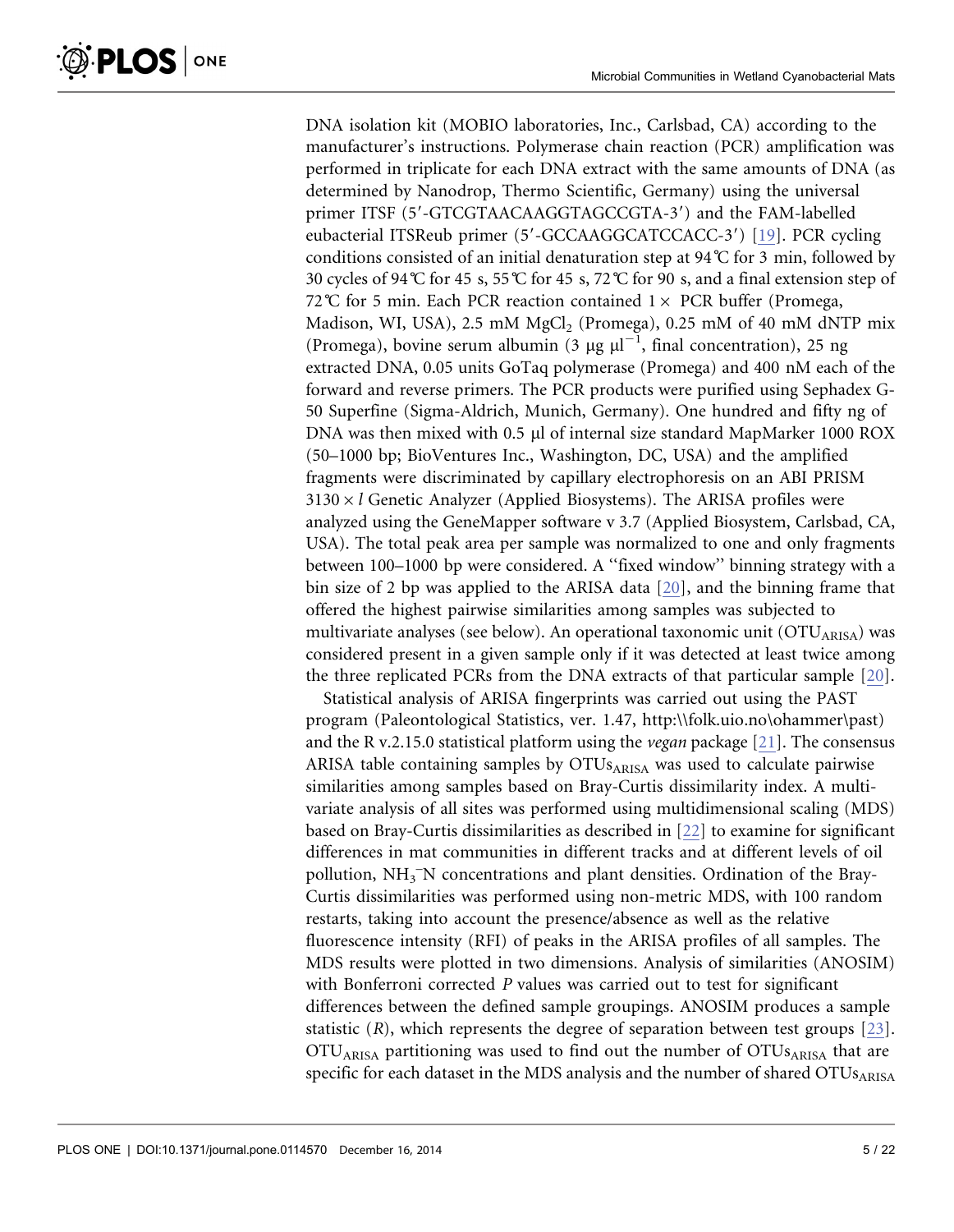DNA isolation kit (MOBIO laboratories, Inc., Carlsbad, CA) according to the manufacturer's instructions. Polymerase chain reaction (PCR) amplification was performed in triplicate for each DNA extract with the same amounts of DNA (as determined by Nanodrop, Thermo Scientific, Germany) using the universal primer ITSF (5′-GTCGTAACAAGGTAGCCGTA-3′) and the FAM-labelled eubacterial ITSReub primer (5′-GCCAAGGCATCCACC-3′) [19]. PCR cycling conditions consisted of an initial denaturation step at 94℃ for 3 min, followed by 30 cycles of 94℃ for 45 s, 55℃ for 45 s, 72℃ for 90 s, and a final extension step of 72℃ for 5 min. Each PCR reaction contained 1× PCR buffer (Promega, Madison, WI, USA), 2.5 mM $MgCl_2$ (Promega), 0.25 mM of 40 mM dNTP mix (Promega), bovine serum albumin (3 µg $\mu l^{-1}$, final concentration), 25 ng extracted DNA, 0.05 units GoTaq polymerase (Promega) and 400 nM each of the forward and reverse primers. The PCR products were purified using Sephadex G-50 Superfine (Sigma-Aldrich, Munich, Germany). One hundred and fifty ng of DNA was then mixed with 0.5 µl of internal size standard MapMarker 1000 ROX (50–1000 bp; BioVentures Inc., Washington, DC, USA) and the amplified fragments were discriminated by capillary electrophoresis on an ABI PRISM 3130 × *l* Genetic Analyzer (Applied Biosystems). The ARISA profiles were analyzed using the GeneMapper software v 3.7 (Applied Biosystem, Carlsbad, CA, USA). The total peak area per sample was normalized to one and only fragments between 100–1000 bp were considered. A "fixed window" binning strategy with a bin size of 2 bp was applied to the ARISA data [20], and the binning frame that offered the highest pairwise similarities among samples was subjected to multivariate analyses (see below). An operational taxonomic unit ($OTU_{ARISA}$) was considered present in a given sample only if it was detected at least twice among the three replicated PCRs from the DNA extracts of that particular sample [20].

Statistical analysis of ARISA fingerprints was carried out using the PAST program (Paleontological Statistics, ver. 1.47, http:\\folk.uio.no\ohammer\past) and the R v.2.15.0 statistical platform using the *vegan* package [21]. The consensus ARISA table containing samples by $OTUs_{ARISA}$ was used to calculate pairwise similarities among samples based on Bray-Curtis dissimilarity index. A multivariate analysis of all sites was performed using multidimensional scaling (MDS) based on Bray-Curtis dissimilarities as described in [22] to examine for significant differences in mat communities in different tracks and at different levels of oil pollution, $NH_3^{-}N$ concentrations and plant densities. Ordination of the Bray-Curtis dissimilarities was performed using non-metric MDS, with 100 random restarts, taking into account the presence/absence as well as the relative fluorescence intensity (RFI) of peaks in the ARISA profiles of all samples. The MDS results were plotted in two dimensions. Analysis of similarities (ANOSIM) with Bonferroni corrected *P* values was carried out to test for significant differences between the defined sample groupings. ANOSIM produces a sample statistic (*R*), which represents the degree of separation between test groups [23]. $OTU_{ARISA}$ partitioning was used to find out the number of $OTUs_{ARISA}$ that are specific for each dataset in the MDS analysis and the number of shared $OTUs_{ARISA}$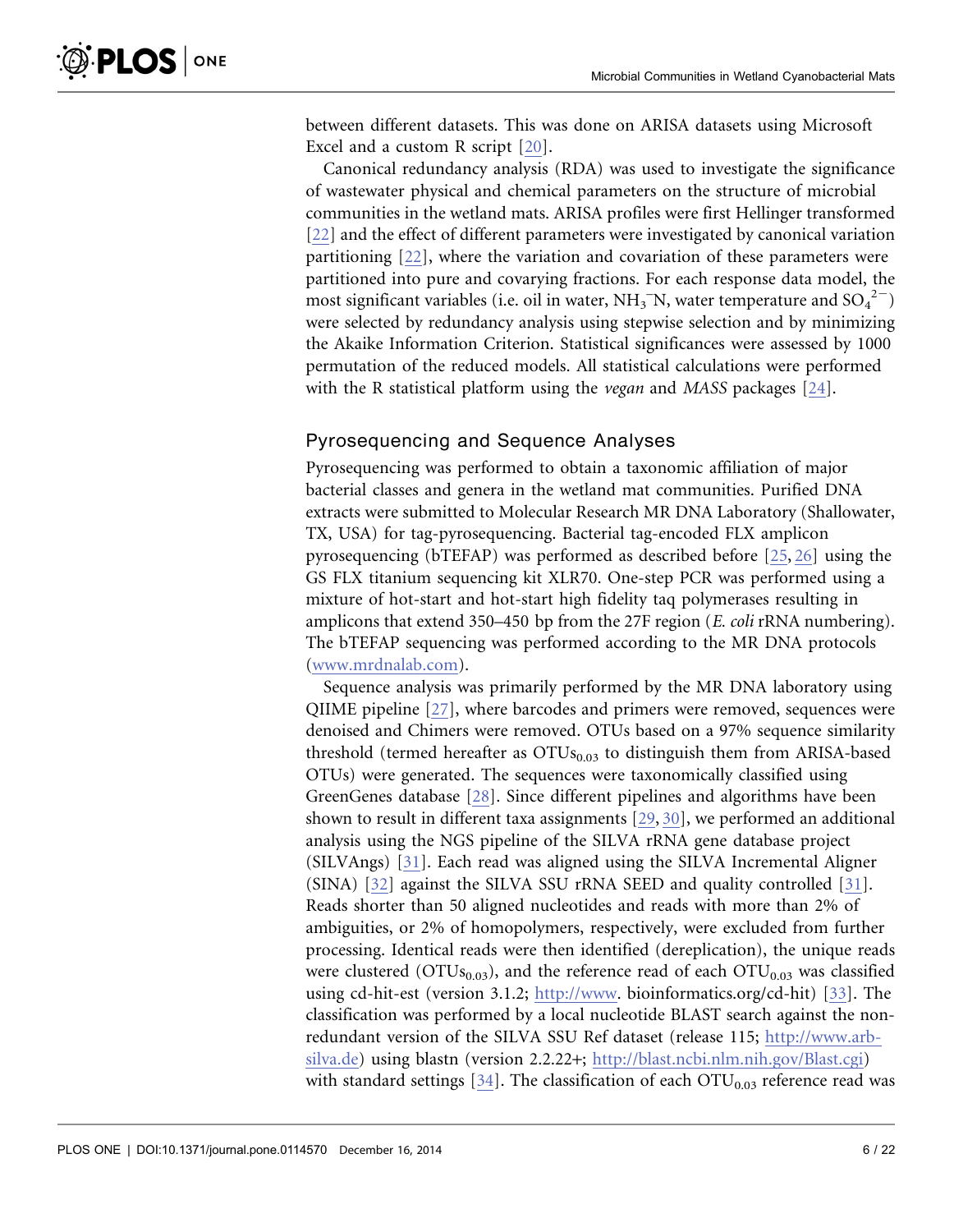between different datasets. This was done on ARISA datasets using Microsoft Excel and a custom R script [20].

Canonical redundancy analysis (RDA) was used to investigate the significance of wastewater physical and chemical parameters on the structure of microbial communities in the wetland mats. ARISA profiles were first Hellinger transformed [22] and the effect of different parameters were investigated by canonical variation partitioning [22], where the variation and covariation of these parameters were partitioned into pure and covarying fractions. For each response data model, the most significant variables (i.e. oil in water, $NH_3^{-}N$, water temperature and $SO_4^{2-}$) were selected by redundancy analysis using stepwise selection and by minimizing the Akaike Information Criterion. Statistical significances were assessed by 1000 permutation of the reduced models. All statistical calculations were performed with the R statistical platform using the *vegan* and *MASS* packages [24].

## Pyrosequencing and Sequence Analyses

Pyrosequencing was performed to obtain a taxonomic affiliation of major bacterial classes and genera in the wetland mat communities. Purified DNA extracts were submitted to Molecular Research MR DNA Laboratory (Shallowater, TX, USA) for tag-pyrosequencing. Bacterial tag-encoded FLX amplicon pyrosequencing (bTEFAP) was performed as described before [25, 26] using the GS FLX titanium sequencing kit XLR70. One-step PCR was performed using a mixture of hot-start and hot-start high fidelity taq polymerases resulting in amplicons that extend 350–450 bp from the 27F region (*E. coli* rRNA numbering). The bTEFAP sequencing was performed according to the MR DNA protocols (www.mrdnalab.com).

Sequence analysis was primarily performed by the MR DNA laboratory using QIIME pipeline [27], where barcodes and primers were removed, sequences were denoised and Chimers were removed. OTUs based on a 97% sequence similarity threshold (termed hereafter as $OTUs_{0.03}$ to distinguish them from ARISA-based OTUs) were generated. The sequences were taxonomically classified using GreenGenes database [28]. Since different pipelines and algorithms have been shown to result in different taxa assignments [29, 30], we performed an additional analysis using the NGS pipeline of the SILVA rRNA gene database project (SILVAngs) [31]. Each read was aligned using the SILVA Incremental Aligner (SINA) [32] against the SILVA SSU rRNA SEED and quality controlled [31]. Reads shorter than 50 aligned nucleotides and reads with more than 2% of ambiguities, or 2% of homopolymers, respectively, were excluded from further processing. Identical reads were then identified (dereplication), the unique reads were clustered ($OTUs_{0.03}$), and the reference read of each $OTU_{0.03}$ was classified using cd-hit-est (version 3.1.2; http://www. bioinformatics.org/cd-hit) [33]. The classification was performed by a local nucleotide BLAST search against the non-redundant version of the SILVA SSU Ref dataset (release 115; http://www.arb-silva.de) using blastn (version 2.2.22+; http://blast.ncbi.nlm.nih.gov/Blast.cgi) with standard settings [34]. The classification of each $OTU_{0.03}$ reference read was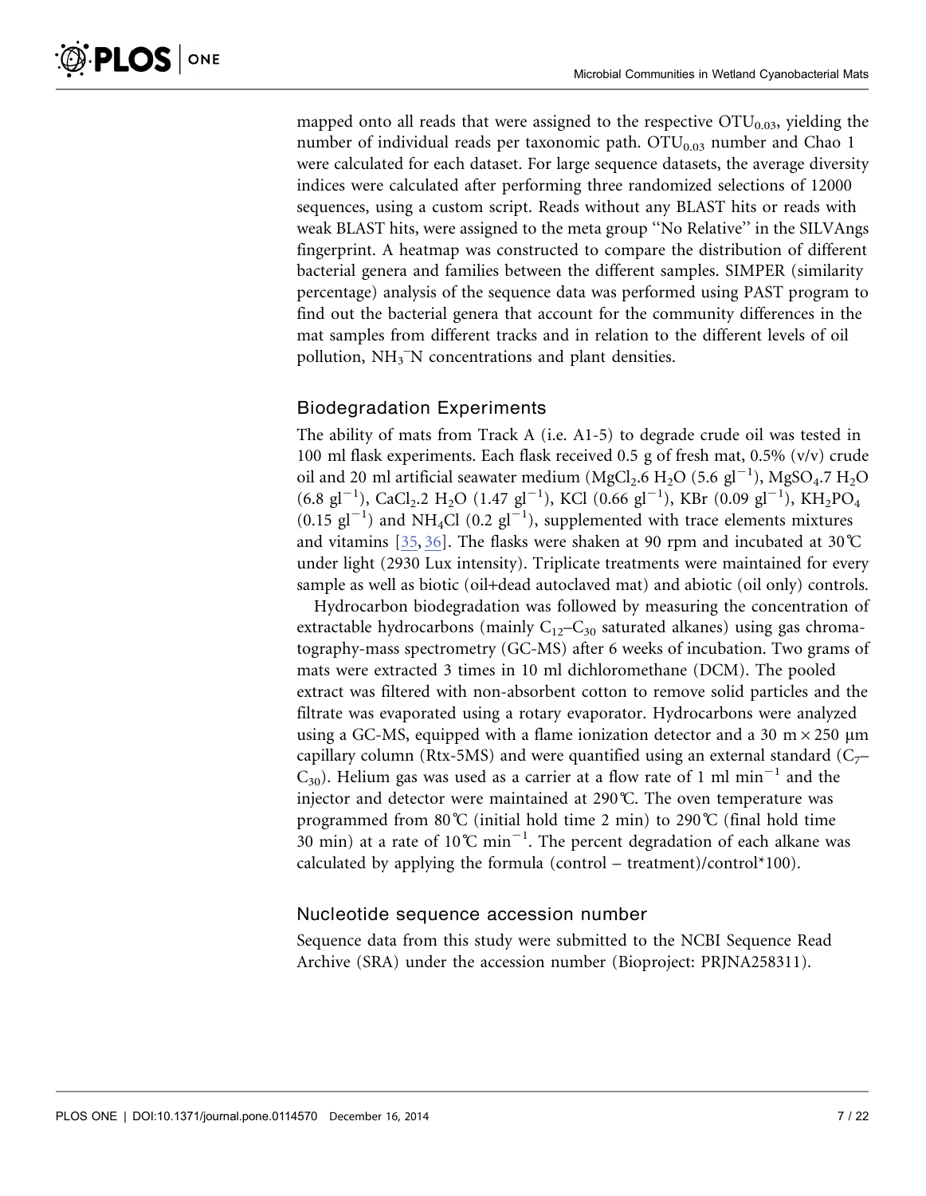mapped onto all reads that were assigned to the respective $OTU_{0.03}$, yielding the number of individual reads per taxonomic path. $OTU_{0.03}$ number and Chao 1 were calculated for each dataset. For large sequence datasets, the average diversity indices were calculated after performing three randomized selections of 12000 sequences, using a custom script. Reads without any BLAST hits or reads with weak BLAST hits, were assigned to the meta group ''No Relative'' in the SILVAngs fingerprint. A heatmap was constructed to compare the distribution of different bacterial genera and families between the different samples. SIMPER (similarity percentage) analysis of the sequence data was performed using PAST program to find out the bacterial genera that account for the community differences in the mat samples from different tracks and in relation to the different levels of oil pollution, $NH_3^-N$ concentrations and plant densities.

## Biodegradation Experiments

The ability of mats from Track A (i.e. A1-5) to degrade crude oil was tested in 100 ml flask experiments. Each flask received 0.5 g of fresh mat, 0.5% (v/v) crude oil and 20 ml artificial seawater medium ($MgCl_2.6\ H_2O$ (5.6 $gl^{-1}$), $MgSO_4.7\ H_2O$ (6.8 $gl^{-1}$), $CaCl_2.2\ H_2O$ (1.47 $gl^{-1}$), KCl (0.66 $gl^{-1}$), KBr (0.09 $gl^{-1}$), $KH_2PO_4$ (0.15 $gl^{-1}$) and $NH_4Cl$ (0.2 $gl^{-1}$), supplemented with trace elements mixtures and vitamins [35, 36]. The flasks were shaken at 90 rpm and incubated at 30℃ under light (2930 Lux intensity). Triplicate treatments were maintained for every sample as well as biotic (oil+dead autoclaved mat) and abiotic (oil only) controls.

Hydrocarbon biodegradation was followed by measuring the concentration of extractable hydrocarbons (mainly $C_{12}$–$C_{30}$ saturated alkanes) using gas chromatography-mass spectrometry (GC-MS) after 6 weeks of incubation. Two grams of mats were extracted 3 times in 10 ml dichloromethane (DCM). The pooled extract was filtered with non-absorbent cotton to remove solid particles and the filtrate was evaporated using a rotary evaporator. Hydrocarbons were analyzed using a GC-MS, equipped with a flame ionization detector and a 30 m × 250 µm capillary column (Rtx-5MS) and were quantified using an external standard ($C_7$–$C_{30}$). Helium gas was used as a carrier at a flow rate of 1 ml $min^{-1}$ and the injector and detector were maintained at 290℃. The oven temperature was programmed from 80℃ (initial hold time 2 min) to 290℃ (final hold time 30 min) at a rate of 10℃ $min^{-1}$. The percent degradation of each alkane was calculated by applying the formula (control – treatment)/control*100).

## Nucleotide sequence accession number

Sequence data from this study were submitted to the NCBI Sequence Read Archive (SRA) under the accession number (Bioproject: PRJNA258311).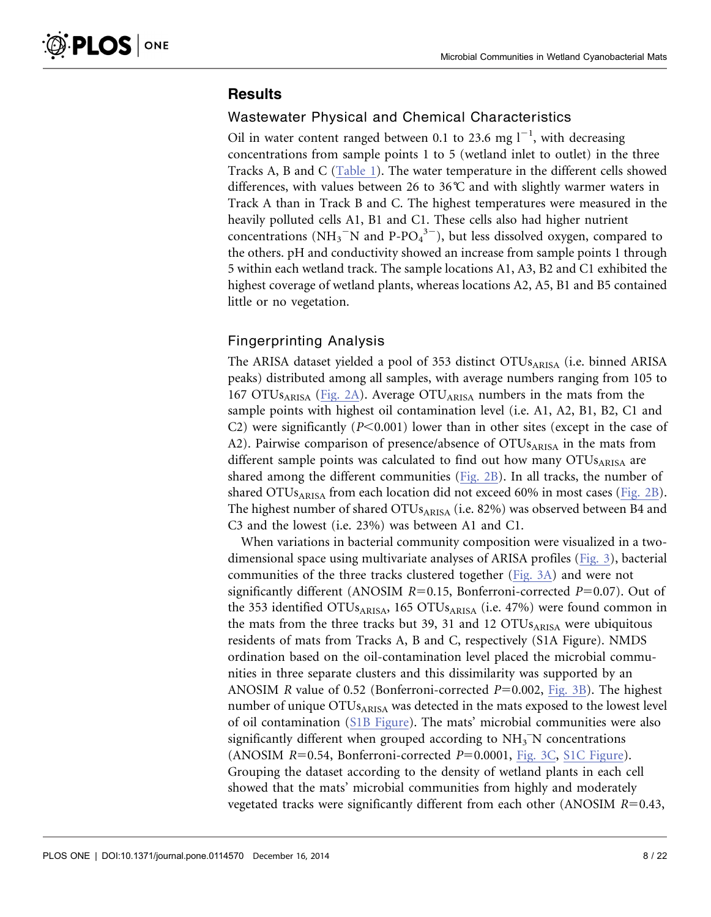## Results

### Wastewater Physical and Chemical Characteristics

Oil in water content ranged between 0.1 to 23.6 mg $l^{-1}$, with decreasing concentrations from sample points 1 to 5 (wetland inlet to outlet) in the three Tracks A, B and C (Table 1). The water temperature in the different cells showed differences, with values between 26 to 36°C and with slightly warmer waters in Track A than in Track B and C. The highest temperatures were measured in the heavily polluted cells A1, B1 and C1. These cells also had higher nutrient concentrations ($NH_3^-N$ and $P\text{-}PO_4^{3-}$), but less dissolved oxygen, compared to the others. pH and conductivity showed an increase from sample points 1 through 5 within each wetland track. The sample locations A1, A3, B2 and C1 exhibited the highest coverage of wetland plants, whereas locations A2, A5, B1 and B5 contained little or no vegetation.

### Fingerprinting Analysis

The ARISA dataset yielded a pool of 353 distinct $OTUs_{ARISA}$ (i.e. binned ARISA peaks) distributed among all samples, with average numbers ranging from 105 to 167 $OTUs_{ARISA}$ (Fig. 2A). Average $OTU_{ARISA}$ numbers in the mats from the sample points with highest oil contamination level (i.e. A1, A2, B1, B2, C1 and C2) were significantly ($P<0.001$) lower than in other sites (except in the case of A2). Pairwise comparison of presence/absence of $OTUs_{ARISA}$ in the mats from different sample points was calculated to find out how many $OTUs_{ARISA}$ are shared among the different communities (Fig. 2B). In all tracks, the number of shared $OTUs_{ARISA}$ from each location did not exceed 60% in most cases (Fig. 2B). The highest number of shared $OTUs_{ARISA}$ (i.e. 82%) was observed between B4 and C3 and the lowest (i.e. 23%) was between A1 and C1.

When variations in bacterial community composition were visualized in a two-dimensional space using multivariate analyses of ARISA profiles (Fig. 3), bacterial communities of the three tracks clustered together (Fig. 3A) and were not significantly different (ANOSIM $R=0.15$, Bonferroni-corrected $P=0.07$). Out of the 353 identified $OTUs_{ARISA}$, 165 $OTUs_{ARISA}$ (i.e. 47%) were found common in the mats from the three tracks but 39, 31 and 12 $OTUs_{ARISA}$ were ubiquitous residents of mats from Tracks A, B and C, respectively (S1A Figure). NMDS ordination based on the oil-contamination level placed the microbial communities in three separate clusters and this dissimilarity was supported by an ANOSIM $R$ value of 0.52 (Bonferroni-corrected $P=0.002$, Fig. 3B). The highest number of unique $OTUs_{ARISA}$ was detected in the mats exposed to the lowest level of oil contamination (S1B Figure). The mats' microbial communities were also significantly different when grouped according to $NH_3^-N$ concentrations (ANOSIM $R=0.54$, Bonferroni-corrected $P=0.0001$, Fig. 3C, S1C Figure). Grouping the dataset according to the density of wetland plants in each cell showed that the mats' microbial communities from highly and moderately vegetated tracks were significantly different from each other (ANOSIM $R=0.43$,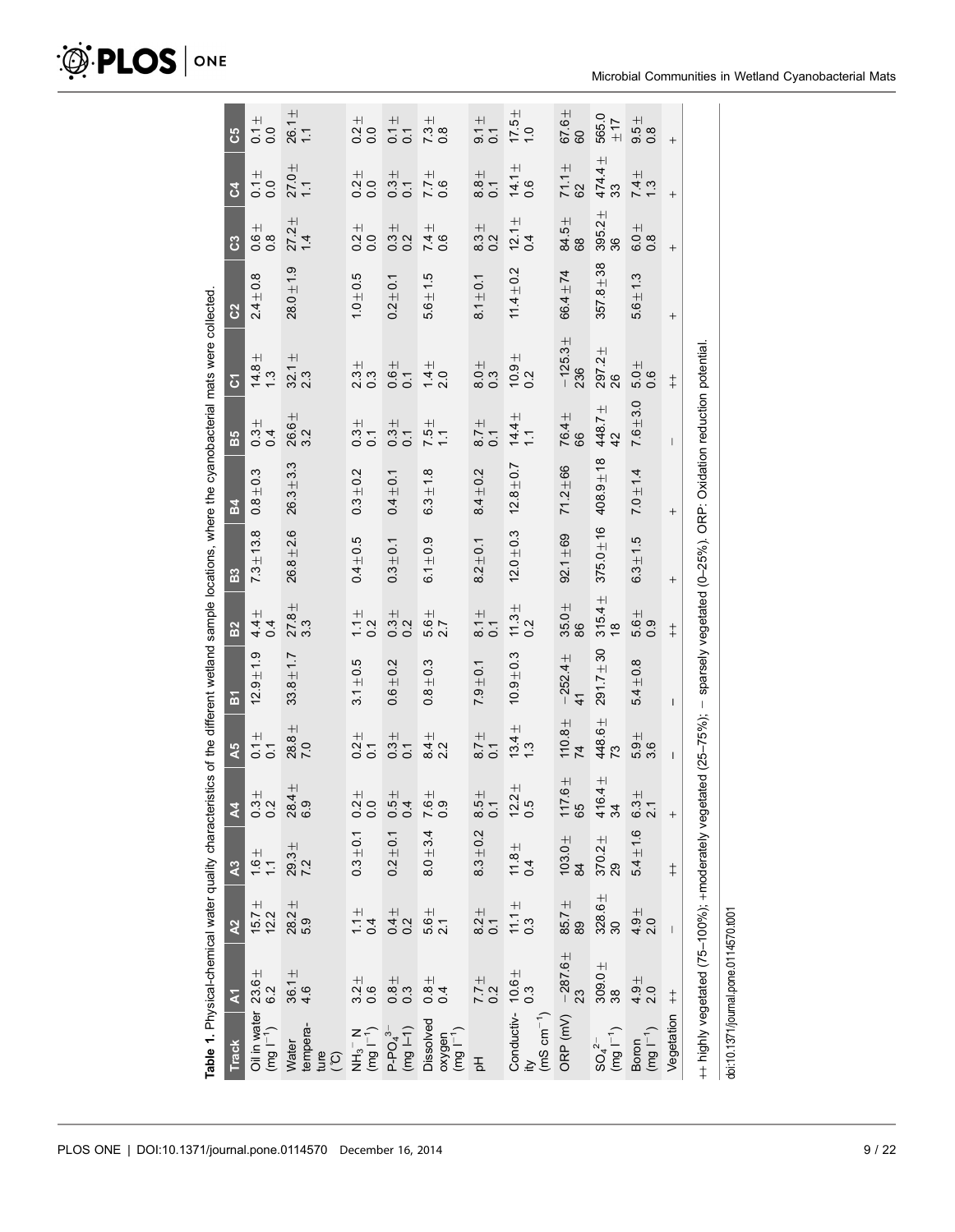**Table 1.** Physical-chemical water quality characteristics of the different wetland sample locations, where the cyanobacterial mats were collected.

| Track | A1 | A2 | A3 | A4 | A5 | B1 | B2 | B3 | B4 | B5 | C1 | C2 | C3 | C4 | C5 |
|---|---|---|---|---|---|---|---|---|---|---|---|---|---|---|---|
| Oil in water ($mg\ l^{-1}$) | 23.6 ± 6.2 | 15.7 ± 12.2 | 1.6 ± 1.1 | 0.3 ± 0.2 | 0.1 ± 0.1 | 12.9 ± 1.9 | 4.4 ± 0.4 | 7.3 ± 13.8 | 0.8 ± 0.3 | 0.3 ± 0.4 | 14.8 ± 1.3 | 2.4 ± 0.8 | 0.6 ± 0.8 | 0.1 ± 0.0 | 0.1 ± 0.0 |
| Water temperature (℃) | 36.1 ± 4.6 | 28.2 ± 5.9 | 29.3 ± 7.2 | 28.4 ± 6.9 | 28.8 ± 7.0 | 33.8 ± 1.7 | 27.8 ± 3.3 | 26.8 ± 2.6 | 26.3 ± 3.3 | 26.6 ± 3.2 | 32.1 ± 2.3 | 28.0 ± 1.9 | 27.2 ± 1.4 | 27.0 ± 1.1 | 26.1 ± 1.1 |
| $NH_3^-$ N ($mg\ l^{-1}$) | 3.2 ± 0.6 | 1.1 ± 0.4 | 0.3 ± 0.1 | 0.2 ± 0.0 | 0.2 ± 0.1 | 3.1 ± 0.5 | 1.1 ± 0.2 | 0.4 ± 0.5 | 0.3 ± 0.2 | 0.3 ± 0.1 | 2.3 ± 0.3 | 1.0 ± 0.5 | 0.2 ± 0.0 | 0.2 ± 0.0 | 0.2 ± 0.0 |
| P-$PO_4^{3-}$ (mg l−1) | 0.8 ± 0.3 | 0.4 ± 0.2 | 0.2 ± 0.1 | 0.5 ± 0.4 | 0.3 ± 0.1 | 0.6 ± 0.2 | 0.3 ± 0.2 | 0.3 ± 0.1 | 0.4 ± 0.1 | 0.3 ± 0.1 | 0.6 ± 0.1 | 0.2 ± 0.1 | 0.3 ± 0.2 | 0.3 ± 0.1 | 0.1 ± 0.1 |
| Dissolved oxygen ($mg\ l^{-1}$) | 0.8 ± 0.4 | 5.6 ± 2.1 | 8.0 ± 3.4 | 7.6 ± 0.9 | 8.4 ± 2.2 | 0.8 ± 0.3 | 5.6 ± 2.7 | 6.1 ± 0.9 | 6.3 ± 1.8 | 7.5 ± 1.1 | 1.4 ± 2.0 | 5.6 ± 1.5 | 7.4 ± 0.6 | 7.7 ± 0.6 | 7.3 ± 0.8 |
| pH | 7.7 ± 0.2 | 8.2 ± 0.1 | 8.3 ± 0.2 | 8.5 ± 0.1 | 8.7 ± 0.1 | 7.9 ± 0.1 | 8.1 ± 0.1 | 8.2 ± 0.1 | 8.4 ± 0.2 | 8.7 ± 0.1 | 8.0 ± 0.3 | 8.1 ± 0.1 | 8.3 ± 0.2 | 8.8 ± 0.1 | 9.1 ± 0.1 |
| Conductivity ($mS\ cm^{-1}$) | 10.6 ± 0.3 | 11.1 ± 0.3 | 11.8 ± 0.4 | 12.2 ± 0.5 | 13.4 ± 1.3 | 10.9 ± 0.3 | 11.3 ± 0.2 | 12.0 ± 0.3 | 12.8 ± 0.7 | 14.4 ± 1.1 | 10.9 ± 0.2 | 11.4 ± 0.2 | 12.1 ± 0.4 | 14.1 ± 0.6 | 17.5 ± 1.0 |
| ORP (mV) | −287.6 ± 23 | 85.7 ± 89 | 103.0 ± 84 | 117.6 ± 65 | 110.8 ± 74 | −252.4 ± 41 | 35.0 ± 86 | 92.1 ± 69 | 71.2 ± 66 | 76.4 ± 66 | −125.3 ± 236 | 66.4 ± 74 | 84.5 ± 68 | 71.1 ± 62 | 67.6 ± 60 |
| $SO_4^{2-}$ ($mg\ l^{-1}$) | 309.0 ± 38 | 328.6 ± 30 | 370.2 ± 29 | 416.4 ± 34 | 448.6 ± 73 | 291.7 ± 30 | 315.4 ± 18 | 375.0 ± 16 | 408.9 ± 18 | 448.7 ± 42 | 297.2 ± 26 | 357.8 ± 38 | 395.2 ± 36 | 474.4 ± 33 | 565.0 ± 17 |
| Boron ($mg\ l^{-1}$) | 4.9 ± 2.0 | 4.9 ± 2.0 | 5.4 ± 1.6 | 6.3 ± 2.1 | 5.9 ± 3.6 | 5.4 ± 0.8 | 5.6 ± 0.9 | 6.3 ± 1.5 | 7.0 ± 1.4 | 7.6 ± 3.0 | 5.0 ± 0.6 | 5.6 ± 1.3 | 6.0 ± 0.8 | 7.4 ± 1.3 | 9.5 ± 0.8 |
| Vegetation | ++ | − | ++ | + | − | − | ++ | + | + | − | ++ | + | + | + | + |

++ highly vegetated (75–100%); +moderately vegetated (25–75%); − sparsely vegetated (0–25%). ORP: Oxidation reduction potential.

doi:10.1371/journal.pone.0114570.t001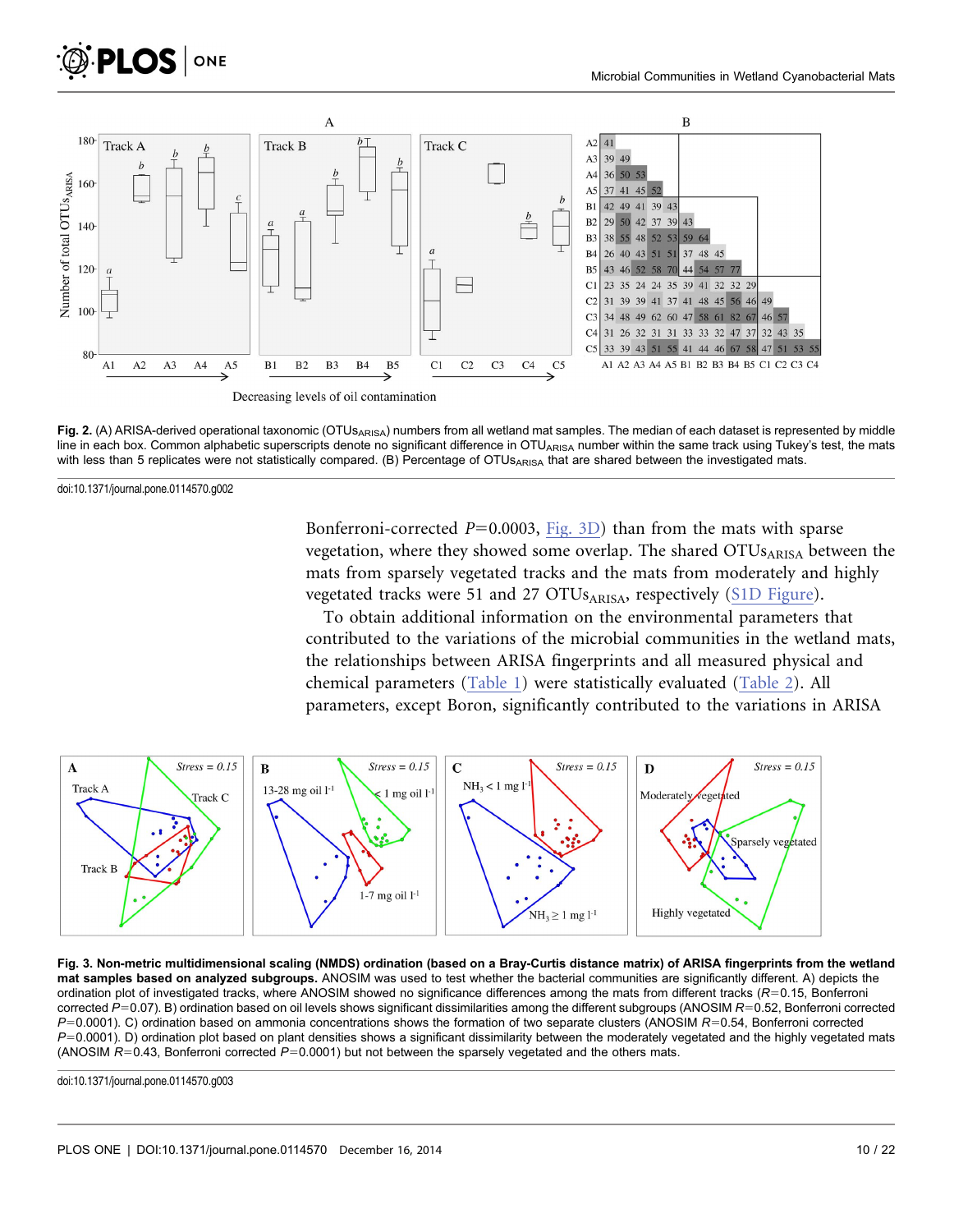**Fig. 2.** (A) ARISA-derived operational taxonomic ($OTUs_{ARISA}$) numbers from all wetland mat samples. The median of each dataset is represented by middle line in each box. Common alphabetic superscripts denote no significant difference in $OTU_{ARISA}$ number within the same track using Tukey's test, the mats with less than 5 replicates were not statistically compared. (B) Percentage of $OTUs_{ARISA}$ that are shared between the investigated mats.

doi:10.1371/journal.pone.0114570.g002

Bonferroni-corrected $P=0.0003$, Fig. 3D) than from the mats with sparse vegetation, where they showed some overlap. The shared $OTUs_{ARISA}$ between the mats from sparsely vegetated tracks and the mats from moderately and highly vegetated tracks were 51 and 27 $OTUs_{ARISA}$, respectively (S1D Figure).

To obtain additional information on the environmental parameters that contributed to the variations of the microbial communities in the wetland mats, the relationships between ARISA fingerprints and all measured physical and chemical parameters (Table 1) were statistically evaluated (Table 2). All parameters, except Boron, significantly contributed to the variations in ARISA

**Fig. 3. Non-metric multidimensional scaling (NMDS) ordination (based on a Bray-Curtis distance matrix) of ARISA fingerprints from the wetland mat samples based on analyzed subgroups.** ANOSIM was used to test whether the bacterial communities are significantly different. A) depicts the ordination plot of investigated tracks, where ANOSIM showed no significance differences among the mats from different tracks ($R=0.15$, Bonferroni corrected $P=0.07$). B) ordination based on oil levels shows significant dissimilarities among the different subgroups (ANOSIM $R=0.52$, Bonferroni corrected $P=0.0001$). C) ordination based on ammonia concentrations shows the formation of two separate clusters (ANOSIM $R=0.54$, Bonferroni corrected $P=0.0001$). D) ordination plot based on plant densities shows a significant dissimilarity between the moderately vegetated and the highly vegetated mats (ANOSIM $R=0.43$, Bonferroni corrected $P=0.0001$) but not between the sparsely vegetated and the others mats.

doi:10.1371/journal.pone.0114570.g003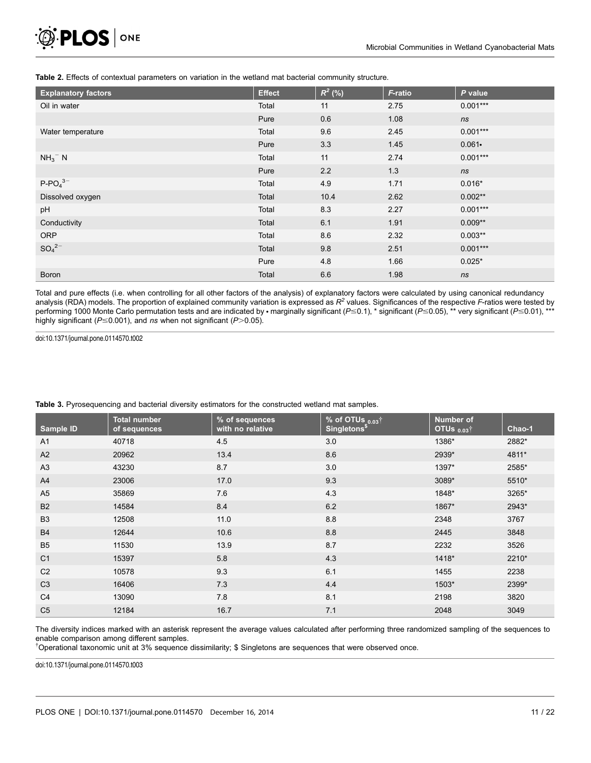**Table 2.** Effects of contextual parameters on variation in the wetland mat bacterial community structure.

| Explanatory factors | Effect | $R^2$ (%) | *F*-ratio | *P* value |
|---|---|---|---|---|
| Oil in water | Total | 11 | 2.75 | 0.001*** |
| | Pure | 0.6 | 1.08 | *ns* |
| Water temperature | Total | 9.6 | 2.45 | 0.001*** |
| | Pure | 3.3 | 1.45 | 0.061• |
| $NH_3^-$ N | Total | 11 | 2.74 | 0.001*** |
| | Pure | 2.2 | 1.3 | *ns* |
| $P\text{-}PO_4^{3-}$ | Total | 4.9 | 1.71 | 0.016* |
| Dissolved oxygen | Total | 10.4 | 2.62 | 0.002** |
| pH | Total | 8.3 | 2.27 | 0.001*** |
| Conductivity | Total | 6.1 | 1.91 | 0.009** |
| ORP | Total | 8.6 | 2.32 | 0.003** |
| $SO_4^{2-}$ | Total | 9.8 | 2.51 | 0.001*** |
| | Pure | 4.8 | 1.66 | 0.025* |
| Boron | Total | 6.6 | 1.98 | *ns* |

Total and pure effects (i.e. when controlling for all other factors of the analysis) of explanatory factors were calculated by using canonical redundancy analysis (RDA) models. The proportion of explained community variation is expressed as $R^2$ values. Significances of the respective *F*-ratios were tested by performing 1000 Monte Carlo permutation tests and are indicated by • marginally significant ($P \leq 0.1$), * significant ($P \leq 0.05$), ** very significant ($P \leq 0.01$), *** highly significant ($P \leq 0.001$), and *ns* when not significant ($P > 0.05$).

doi:10.1371/journal.pone.0114570.t002

**Table 3.** Pyrosequencing and bacterial diversity estimators for the constructed wetland mat samples.

| Sample ID | Total number of sequences | % of sequences with no relative | % of OTUs $_{0.03}$† Singletons$ | Number of OTUs $_{0.03}$† | Chao-1 |
|---|---|---|---|---|---|
| A1 | 40718 | 4.5 | 3.0 | 1386* | 2882* |
| A2 | 20962 | 13.4 | 8.6 | 2939* | 4811* |
| A3 | 43230 | 8.7 | 3.0 | 1397* | 2585* |
| A4 | 23006 | 17.0 | 9.3 | 3089* | 5510* |
| A5 | 35869 | 7.6 | 4.3 | 1848* | 3265* |
| B2 | 14584 | 8.4 | 6.2 | 1867* | 2943* |
| B3 | 12508 | 11.0 | 8.8 | 2348 | 3767 |
| B4 | 12644 | 10.6 | 8.8 | 2445 | 3848 |
| B5 | 11530 | 13.9 | 8.7 | 2232 | 3526 |
| C1 | 15397 | 5.8 | 4.3 | 1418* | 2210* |
| C2 | 10578 | 9.3 | 6.1 | 1455 | 2238 |
| C3 | 16406 | 7.3 | 4.4 | 1503* | 2399* |
| C4 | 13090 | 7.8 | 8.1 | 2198 | 3820 |
| C5 | 12184 | 16.7 | 7.1 | 2048 | 3049 |

The diversity indices marked with an asterisk represent the average values calculated after performing three randomized sampling of the sequences to enable comparison among different samples.
†Operational taxonomic unit at 3% sequence dissimilarity; $ Singletons are sequences that were observed once.

doi:10.1371/journal.pone.0114570.t003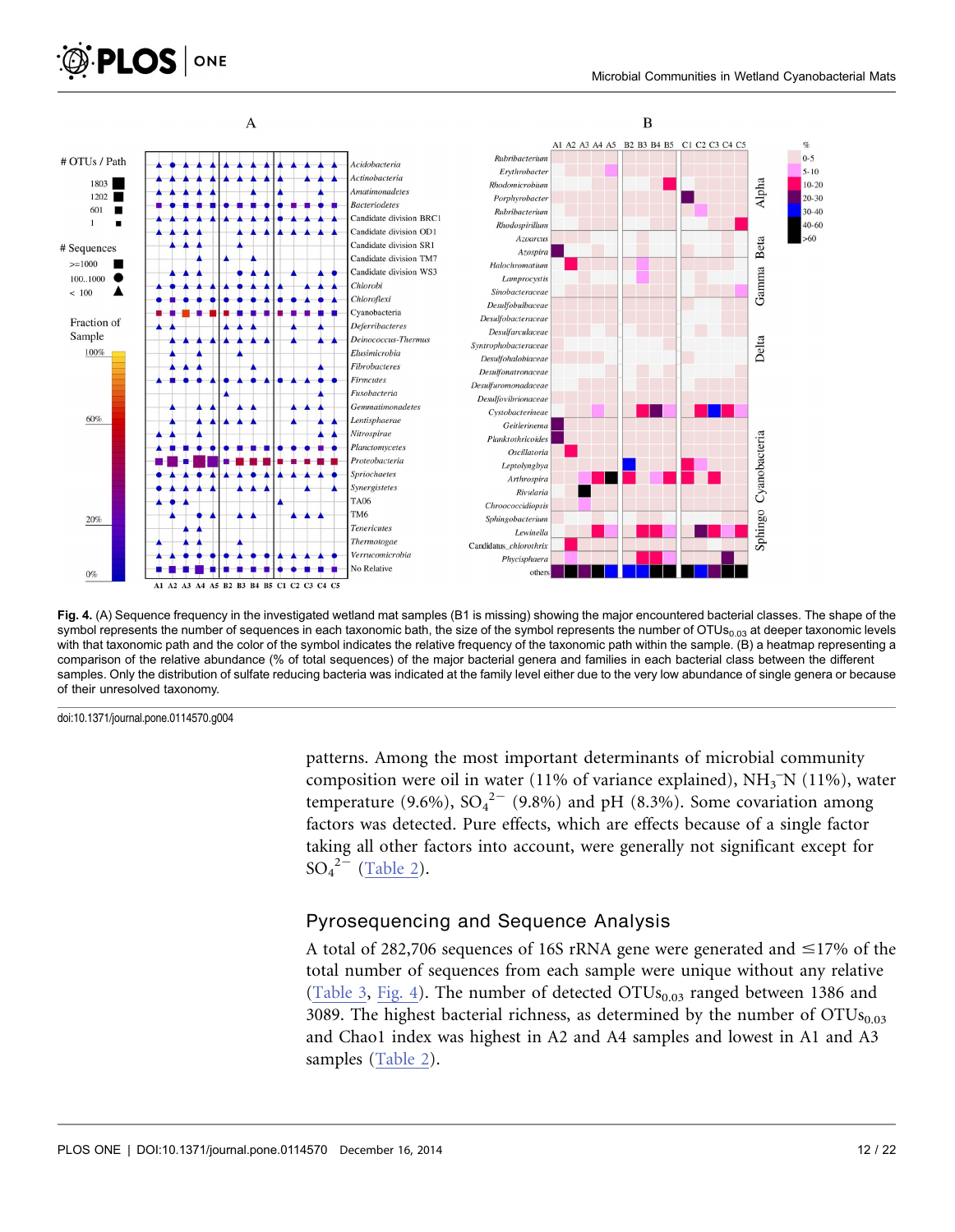**Fig. 4.** (A) Sequence frequency in the investigated wetland mat samples (B1 is missing) showing the major encountered bacterial classes. The shape of the symbol represents the number of sequences in each taxonomic bath, the size of the symbol represents the number of $OTUs_{0.03}$ at deeper taxonomic levels with that taxonomic path and the color of the symbol indicates the relative frequency of the taxonomic path within the sample. (B) a heatmap representing a comparison of the relative abundance (% of total sequences) of the major bacterial genera and families in each bacterial class between the different samples. Only the distribution of sulfate reducing bacteria was indicated at the family level either due to the very low abundance of single genera or because of their unresolved taxonomy.

doi:10.1371/journal.pone.0114570.g004

patterns. Among the most important determinants of microbial community composition were oil in water (11% of variance explained), $NH_3^{-}N$ (11%), water temperature (9.6%), $SO_4^{2-}$ (9.8%) and pH (8.3%). Some covariation among factors was detected. Pure effects, which are effects because of a single factor taking all other factors into account, were generally not significant except for $SO_4^{2-}$ (Table 2).

## Pyrosequencing and Sequence Analysis

A total of 282,706 sequences of 16S rRNA gene were generated and ≤17% of the total number of sequences from each sample were unique without any relative (Table 3, Fig. 4). The number of detected $OTUs_{0.03}$ ranged between 1386 and 3089. The highest bacterial richness, as determined by the number of $OTUs_{0.03}$ and Chao1 index was highest in A2 and A4 samples and lowest in A1 and A3 samples (Table 2).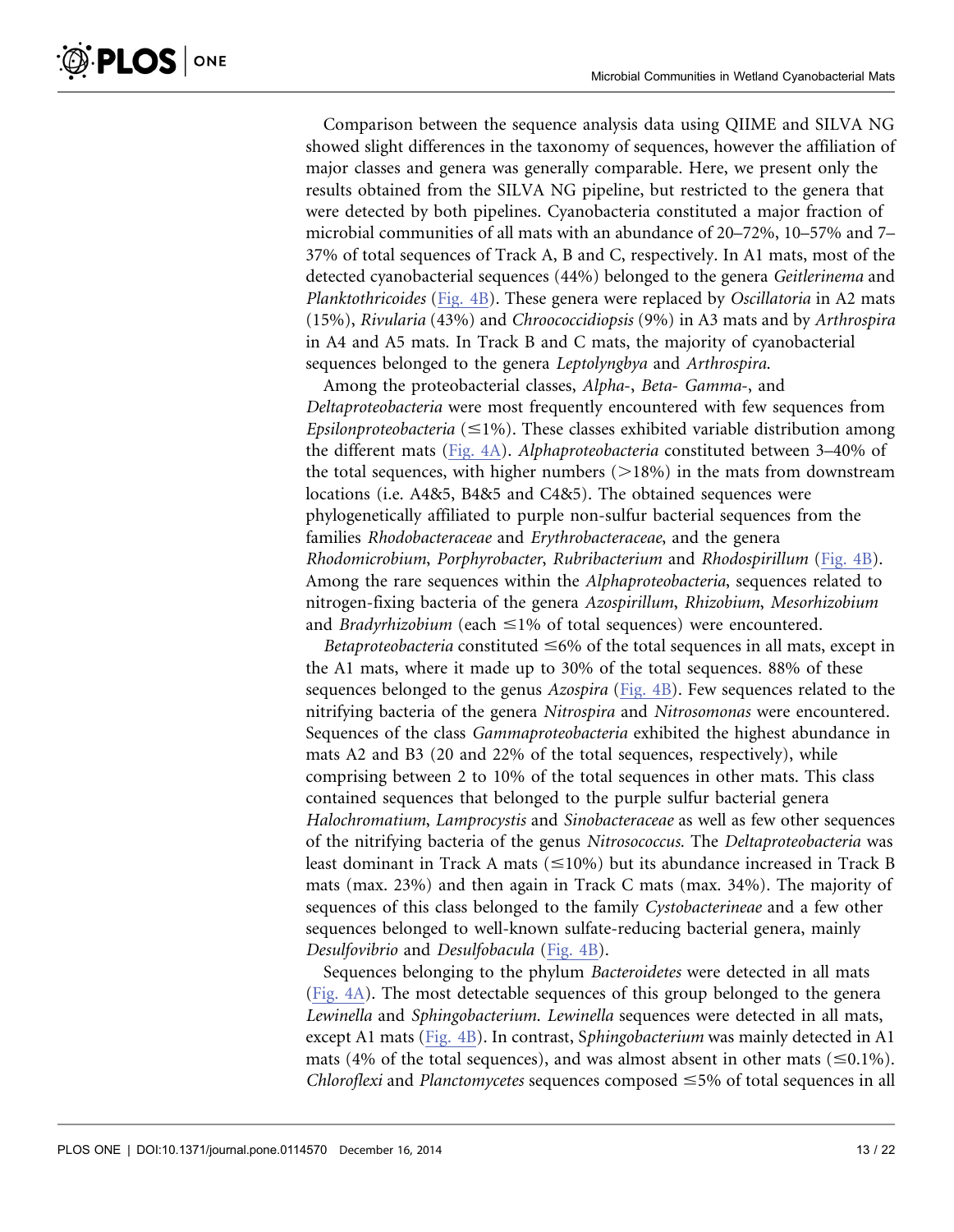Comparison between the sequence analysis data using QIIME and SILVA NG showed slight differences in the taxonomy of sequences, however the affiliation of major classes and genera was generally comparable. Here, we present only the results obtained from the SILVA NG pipeline, but restricted to the genera that were detected by both pipelines. Cyanobacteria constituted a major fraction of microbial communities of all mats with an abundance of 20–72%, 10–57% and 7–37% of total sequences of Track A, B and C, respectively. In A1 mats, most of the detected cyanobacterial sequences (44%) belonged to the genera *Geitlerinema* and *Planktothricoides* (Fig. 4B). These genera were replaced by *Oscillatoria* in A2 mats (15%), *Rivularia* (43%) and *Chroococcidiopsis* (9%) in A3 mats and by *Arthrospira* in A4 and A5 mats. In Track B and C mats, the majority of cyanobacterial sequences belonged to the genera *Leptolyngbya* and *Arthrospira*.

Among the proteobacterial classes, *Alpha-*, *Beta-* *Gamma-*, and *Deltaproteobacteria* were most frequently encountered with few sequences from *Epsilonproteobacteria* (≤1%). These classes exhibited variable distribution among the different mats (Fig. 4A). *Alphaproteobacteria* constituted between 3–40% of the total sequences, with higher numbers (>18%) in the mats from downstream locations (i.e. A4&5, B4&5 and C4&5). The obtained sequences were phylogenetically affiliated to purple non-sulfur bacterial sequences from the families *Rhodobacteraceae* and *Erythrobacteraceae*, and the genera *Rhodomicrobium*, *Porphyrobacter*, *Rubribacterium* and *Rhodospirillum* (Fig. 4B). Among the rare sequences within the *Alphaproteobacteria*, sequences related to nitrogen-fixing bacteria of the genera *Azospirillum*, *Rhizobium*, *Mesorhizobium* and *Bradyrhizobium* (each ≤1% of total sequences) were encountered.

*Betaproteobacteria* constituted ≤6% of the total sequences in all mats, except in the A1 mats, where it made up to 30% of the total sequences. 88% of these sequences belonged to the genus *Azospira* (Fig. 4B). Few sequences related to the nitrifying bacteria of the genera *Nitrospira* and *Nitrosomonas* were encountered. Sequences of the class *Gammaproteobacteria* exhibited the highest abundance in mats A2 and B3 (20 and 22% of the total sequences, respectively), while comprising between 2 to 10% of the total sequences in other mats. This class contained sequences that belonged to the purple sulfur bacterial genera *Halochromatium*, *Lamprocystis* and *Sinobacteraceae* as well as few other sequences of the nitrifying bacteria of the genus *Nitrosococcus*. The *Deltaproteobacteria* was least dominant in Track A mats (≤10%) but its abundance increased in Track B mats (max. 23%) and then again in Track C mats (max. 34%). The majority of sequences of this class belonged to the family *Cystobacterineae* and a few other sequences belonged to well-known sulfate-reducing bacterial genera, mainly *Desulfovibrio* and *Desulfobacula* (Fig. 4B).

Sequences belonging to the phylum *Bacteroidetes* were detected in all mats (Fig. 4A). The most detectable sequences of this group belonged to the genera *Lewinella* and *Sphingobacterium*. *Lewinella* sequences were detected in all mats, except A1 mats (Fig. 4B). In contrast, *Sphingobacterium* was mainly detected in A1 mats (4% of the total sequences), and was almost absent in other mats (≤0.1%). *Chloroflexi* and *Planctomycetes* sequences composed ≤5% of total sequences in all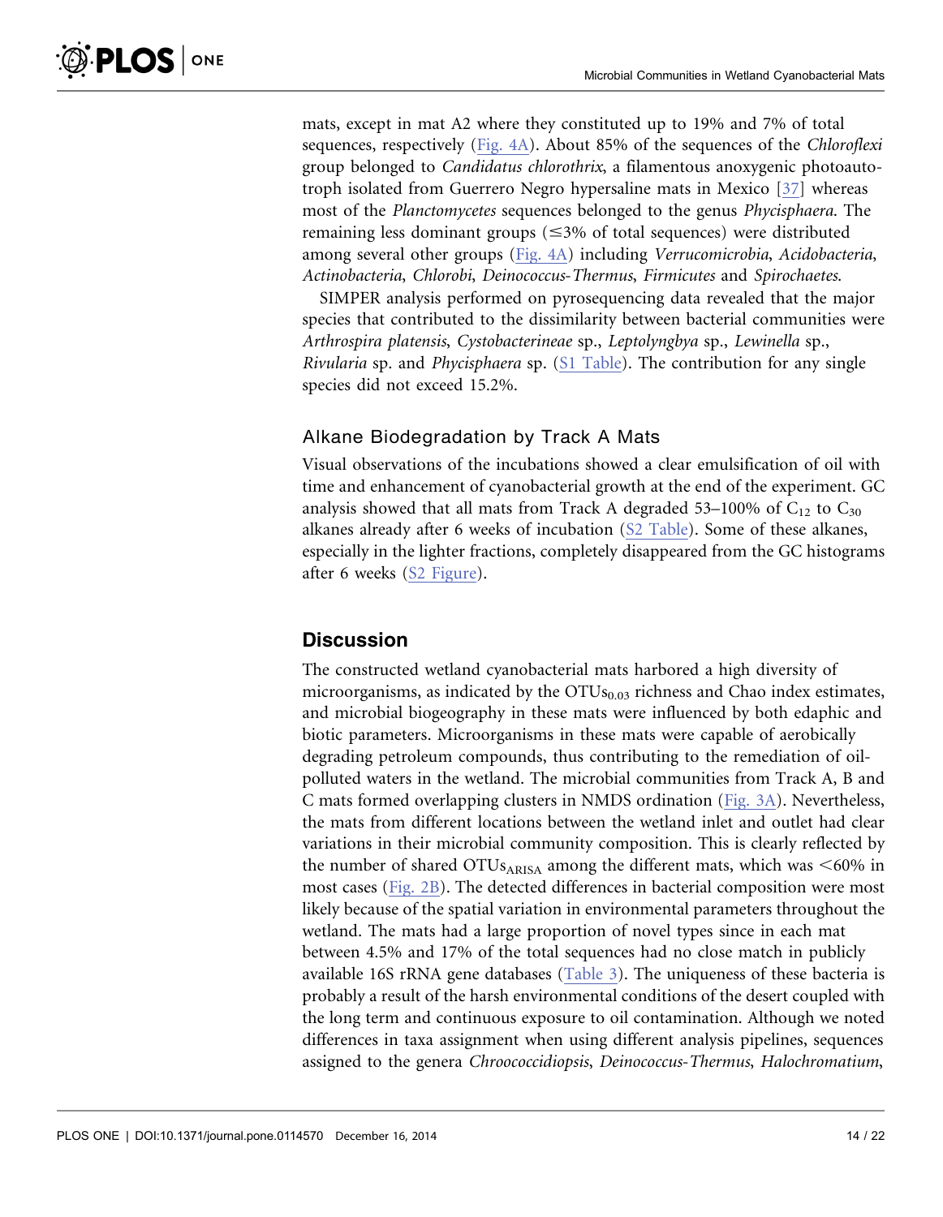mats, except in mat A2 where they constituted up to 19% and 7% of total sequences, respectively (Fig. 4A). About 85% of the sequences of the *Chloroflexi* group belonged to *Candidatus chlorothrix*, a filamentous anoxygenic photoautotroph isolated from Guerrero Negro hypersaline mats in Mexico [37] whereas most of the *Planctomycetes* sequences belonged to the genus *Phycisphaera*. The remaining less dominant groups ($\leq$3% of total sequences) were distributed among several other groups (Fig. 4A) including *Verrucomicrobia*, *Acidobacteria*, *Actinobacteria*, *Chlorobi*, *Deinococcus-Thermus*, *Firmicutes* and *Spirochaetes*.

SIMPER analysis performed on pyrosequencing data revealed that the major species that contributed to the dissimilarity between bacterial communities were *Arthrospira platensis*, *Cystobacterineae* sp., *Leptolyngbya* sp., *Lewinella* sp., *Rivularia* sp. and *Phycisphaera* sp. (S1 Table). The contribution for any single species did not exceed 15.2%.

### Alkane Biodegradation by Track A Mats

Visual observations of the incubations showed a clear emulsification of oil with time and enhancement of cyanobacterial growth at the end of the experiment. GC analysis showed that all mats from Track A degraded 53–100% of $C_{12}$ to $C_{30}$ alkanes already after 6 weeks of incubation (S2 Table). Some of these alkanes, especially in the lighter fractions, completely disappeared from the GC histograms after 6 weeks (S2 Figure).

## Discussion

The constructed wetland cyanobacterial mats harbored a high diversity of microorganisms, as indicated by the $OTUs_{0.03}$ richness and Chao index estimates, and microbial biogeography in these mats were influenced by both edaphic and biotic parameters. Microorganisms in these mats were capable of aerobically degrading petroleum compounds, thus contributing to the remediation of oil-polluted waters in the wetland. The microbial communities from Track A, B and C mats formed overlapping clusters in NMDS ordination (Fig. 3A). Nevertheless, the mats from different locations between the wetland inlet and outlet had clear variations in their microbial community composition. This is clearly reflected by the number of shared $OTUs_{ARISA}$ among the different mats, which was <60% in most cases (Fig. 2B). The detected differences in bacterial composition were most likely because of the spatial variation in environmental parameters throughout the wetland. The mats had a large proportion of novel types since in each mat between 4.5% and 17% of the total sequences had no close match in publicly available 16S rRNA gene databases (Table 3). The uniqueness of these bacteria is probably a result of the harsh environmental conditions of the desert coupled with the long term and continuous exposure to oil contamination. Although we noted differences in taxa assignment when using different analysis pipelines, sequences assigned to the genera *Chroococcidiopsis*, *Deinococcus-Thermus*, *Halochromatium*,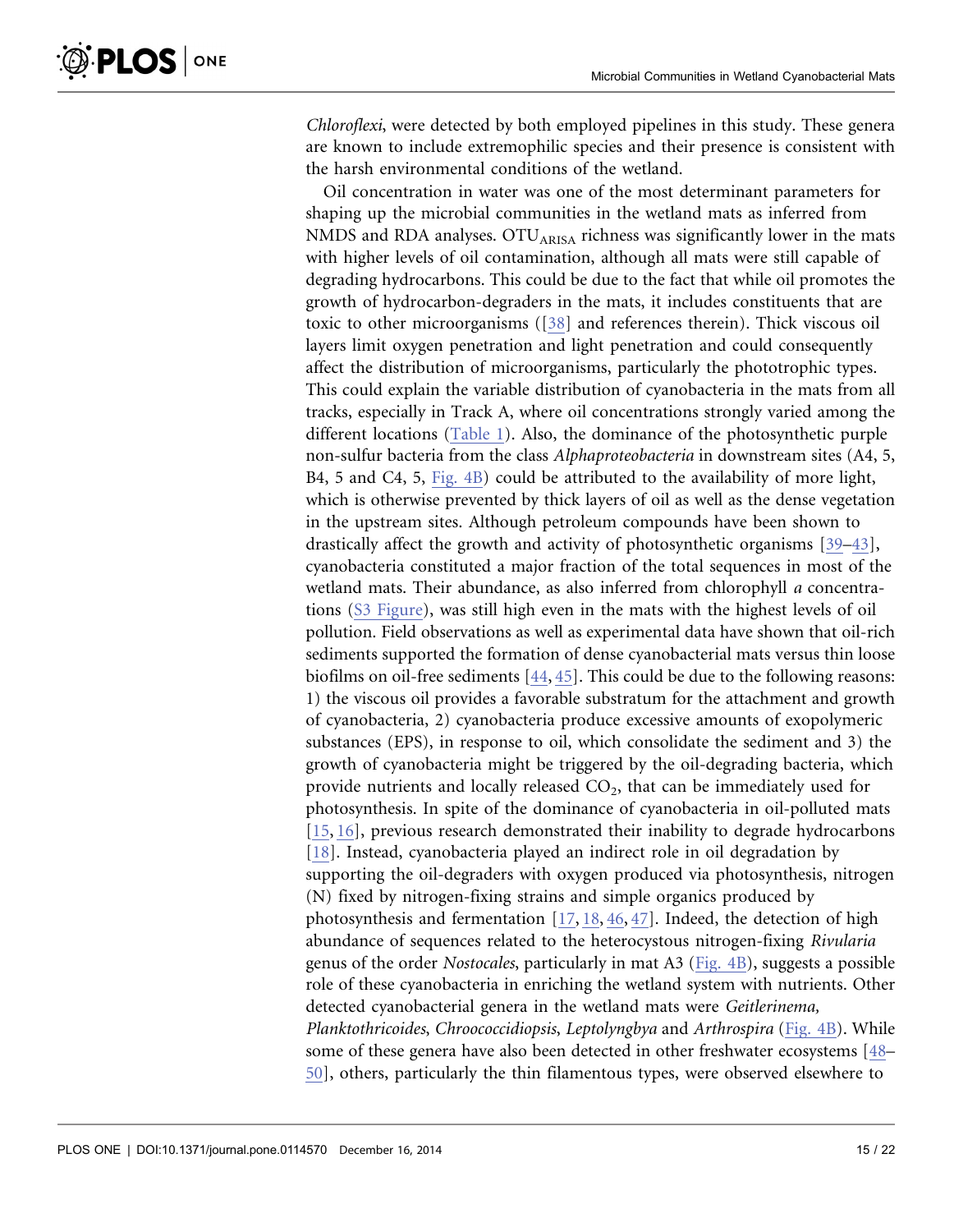*Chloroflexi*, were detected by both employed pipelines in this study. These genera are known to include extremophilic species and their presence is consistent with the harsh environmental conditions of the wetland.

Oil concentration in water was one of the most determinant parameters for shaping up the microbial communities in the wetland mats as inferred from NMDS and RDA analyses. $OTU_{ARISA}$ richness was significantly lower in the mats with higher levels of oil contamination, although all mats were still capable of degrading hydrocarbons. This could be due to the fact that while oil promotes the growth of hydrocarbon-degraders in the mats, it includes constituents that are toxic to other microorganisms ([38] and references therein). Thick viscous oil layers limit oxygen penetration and light penetration and could consequently affect the distribution of microorganisms, particularly the phototrophic types. This could explain the variable distribution of cyanobacteria in the mats from all tracks, especially in Track A, where oil concentrations strongly varied among the different locations (Table 1). Also, the dominance of the photosynthetic purple non-sulfur bacteria from the class *Alphaproteobacteria* in downstream sites (A4, 5, B4, 5 and C4, 5, Fig. 4B) could be attributed to the availability of more light, which is otherwise prevented by thick layers of oil as well as the dense vegetation in the upstream sites. Although petroleum compounds have been shown to drastically affect the growth and activity of photosynthetic organisms [39–43], cyanobacteria constituted a major fraction of the total sequences in most of the wetland mats. Their abundance, as also inferred from chlorophyll *a* concentrations (S3 Figure), was still high even in the mats with the highest levels of oil pollution. Field observations as well as experimental data have shown that oil-rich sediments supported the formation of dense cyanobacterial mats versus thin loose biofilms on oil-free sediments [44, 45]. This could be due to the following reasons: 1) the viscous oil provides a favorable substratum for the attachment and growth of cyanobacteria, 2) cyanobacteria produce excessive amounts of exopolymeric substances (EPS), in response to oil, which consolidate the sediment and 3) the growth of cyanobacteria might be triggered by the oil-degrading bacteria, which provide nutrients and locally released $CO_2$, that can be immediately used for photosynthesis. In spite of the dominance of cyanobacteria in oil-polluted mats [15, 16], previous research demonstrated their inability to degrade hydrocarbons [18]. Instead, cyanobacteria played an indirect role in oil degradation by supporting the oil-degraders with oxygen produced via photosynthesis, nitrogen (N) fixed by nitrogen-fixing strains and simple organics produced by photosynthesis and fermentation [17, 18, 46, 47]. Indeed, the detection of high abundance of sequences related to the heterocystous nitrogen-fixing *Rivularia* genus of the order *Nostocales*, particularly in mat A3 (Fig. 4B), suggests a possible role of these cyanobacteria in enriching the wetland system with nutrients. Other detected cyanobacterial genera in the wetland mats were *Geitlerinema*, *Planktothricoides*, *Chroococcidiopsis*, *Leptolyngbya* and *Arthrospira* (Fig. 4B). While some of these genera have also been detected in other freshwater ecosystems [48–50], others, particularly the thin filamentous types, were observed elsewhere to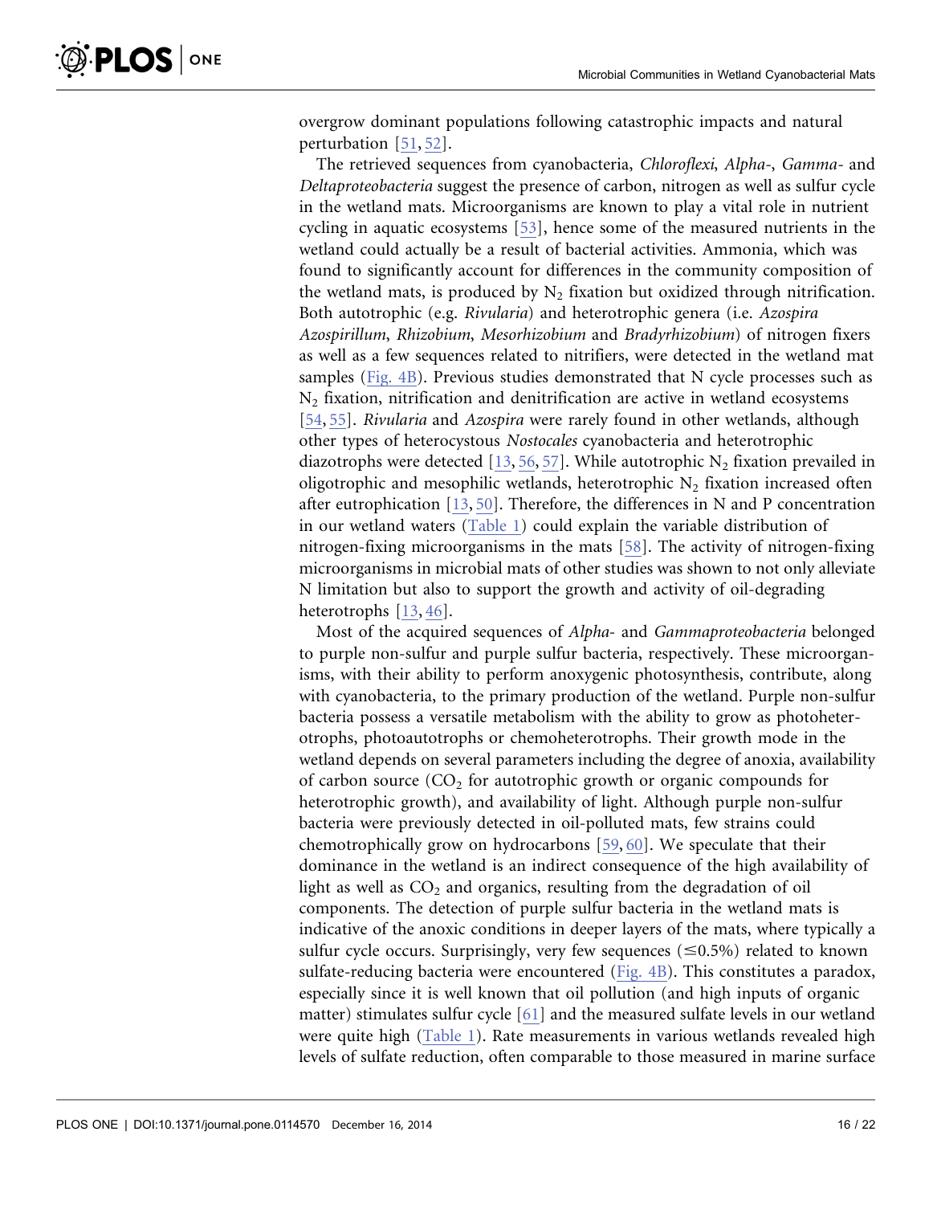overgrow dominant populations following catastrophic impacts and natural perturbation [51, 52].

The retrieved sequences from cyanobacteria, *Chloroflexi*, *Alpha*-, *Gamma*- and *Deltaproteobacteria* suggest the presence of carbon, nitrogen as well as sulfur cycle in the wetland mats. Microorganisms are known to play a vital role in nutrient cycling in aquatic ecosystems [53], hence some of the measured nutrients in the wetland could actually be a result of bacterial activities. Ammonia, which was found to significantly account for differences in the community composition of the wetland mats, is produced by $N_2$ fixation but oxidized through nitrification. Both autotrophic (e.g. *Rivularia*) and heterotrophic genera (i.e. *Azospira Azospirillum*, *Rhizobium*, *Mesorhizobium* and *Bradyrhizobium*) of nitrogen fixers as well as a few sequences related to nitrifiers, were detected in the wetland mat samples (Fig. 4B). Previous studies demonstrated that N cycle processes such as $N_2$ fixation, nitrification and denitrification are active in wetland ecosystems [54, 55]. *Rivularia* and *Azospira* were rarely found in other wetlands, although other types of heterocystous *Nostocales* cyanobacteria and heterotrophic diazotrophs were detected [13, 56, 57]. While autotrophic $N_2$ fixation prevailed in oligotrophic and mesophilic wetlands, heterotrophic $N_2$ fixation increased often after eutrophication [13, 50]. Therefore, the differences in N and P concentration in our wetland waters (Table 1) could explain the variable distribution of nitrogen-fixing microorganisms in the mats [58]. The activity of nitrogen-fixing microorganisms in microbial mats of other studies was shown to not only alleviate N limitation but also to support the growth and activity of oil-degrading heterotrophs [13, 46].

Most of the acquired sequences of *Alpha*- and *Gammaproteobacteria* belonged to purple non-sulfur and purple sulfur bacteria, respectively. These microorganisms, with their ability to perform anoxygenic photosynthesis, contribute, along with cyanobacteria, to the primary production of the wetland. Purple non-sulfur bacteria possess a versatile metabolism with the ability to grow as photoheterotrophs, photoautotrophs or chemoheterotrophs. Their growth mode in the wetland depends on several parameters including the degree of anoxia, availability of carbon source ($CO_2$ for autotrophic growth or organic compounds for heterotrophic growth), and availability of light. Although purple non-sulfur bacteria were previously detected in oil-polluted mats, few strains could chemotrophically grow on hydrocarbons [59, 60]. We speculate that their dominance in the wetland is an indirect consequence of the high availability of light as well as $CO_2$ and organics, resulting from the degradation of oil components. The detection of purple sulfur bacteria in the wetland mats is indicative of the anoxic conditions in deeper layers of the mats, where typically a sulfur cycle occurs. Surprisingly, very few sequences ($\leq$0.5%) related to known sulfate-reducing bacteria were encountered (Fig. 4B). This constitutes a paradox, especially since it is well known that oil pollution (and high inputs of organic matter) stimulates sulfur cycle [61] and the measured sulfate levels in our wetland were quite high (Table 1). Rate measurements in various wetlands revealed high levels of sulfate reduction, often comparable to those measured in marine surface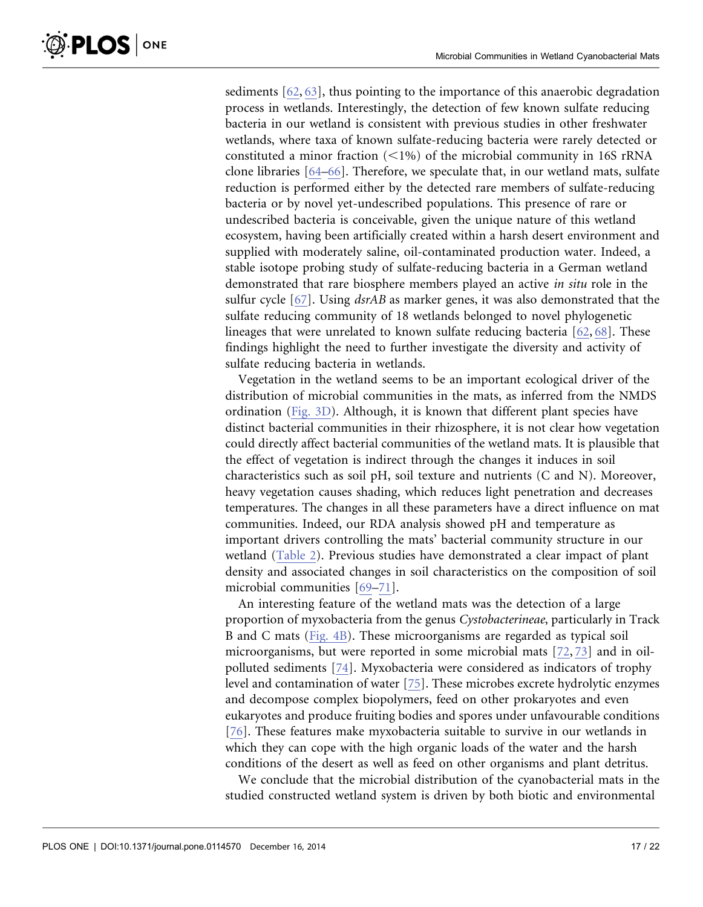sediments [62, 63], thus pointing to the importance of this anaerobic degradation process in wetlands. Interestingly, the detection of few known sulfate reducing bacteria in our wetland is consistent with previous studies in other freshwater wetlands, where taxa of known sulfate-reducing bacteria were rarely detected or constituted a minor fraction (<1%) of the microbial community in 16S rRNA clone libraries [64–66]. Therefore, we speculate that, in our wetland mats, sulfate reduction is performed either by the detected rare members of sulfate-reducing bacteria or by novel yet-undescribed populations. This presence of rare or undescribed bacteria is conceivable, given the unique nature of this wetland ecosystem, having been artificially created within a harsh desert environment and supplied with moderately saline, oil-contaminated production water. Indeed, a stable isotope probing study of sulfate-reducing bacteria in a German wetland demonstrated that rare biosphere members played an active *in situ* role in the sulfur cycle [67]. Using *dsrAB* as marker genes, it was also demonstrated that the sulfate reducing community of 18 wetlands belonged to novel phylogenetic lineages that were unrelated to known sulfate reducing bacteria [62, 68]. These findings highlight the need to further investigate the diversity and activity of sulfate reducing bacteria in wetlands.

Vegetation in the wetland seems to be an important ecological driver of the distribution of microbial communities in the mats, as inferred from the NMDS ordination (Fig. 3D). Although, it is known that different plant species have distinct bacterial communities in their rhizosphere, it is not clear how vegetation could directly affect bacterial communities of the wetland mats. It is plausible that the effect of vegetation is indirect through the changes it induces in soil characteristics such as soil pH, soil texture and nutrients (C and N). Moreover, heavy vegetation causes shading, which reduces light penetration and decreases temperatures. The changes in all these parameters have a direct influence on mat communities. Indeed, our RDA analysis showed pH and temperature as important drivers controlling the mats' bacterial community structure in our wetland (Table 2). Previous studies have demonstrated a clear impact of plant density and associated changes in soil characteristics on the composition of soil microbial communities [69–71].

An interesting feature of the wetland mats was the detection of a large proportion of myxobacteria from the genus *Cystobacterineae*, particularly in Track B and C mats (Fig. 4B). These microorganisms are regarded as typical soil microorganisms, but were reported in some microbial mats [72, 73] and in oil-polluted sediments [74]. Myxobacteria were considered as indicators of trophy level and contamination of water [75]. These microbes excrete hydrolytic enzymes and decompose complex biopolymers, feed on other prokaryotes and even eukaryotes and produce fruiting bodies and spores under unfavourable conditions [76]. These features make myxobacteria suitable to survive in our wetlands in which they can cope with the high organic loads of the water and the harsh conditions of the desert as well as feed on other organisms and plant detritus.

We conclude that the microbial distribution of the cyanobacterial mats in the studied constructed wetland system is driven by both biotic and environmental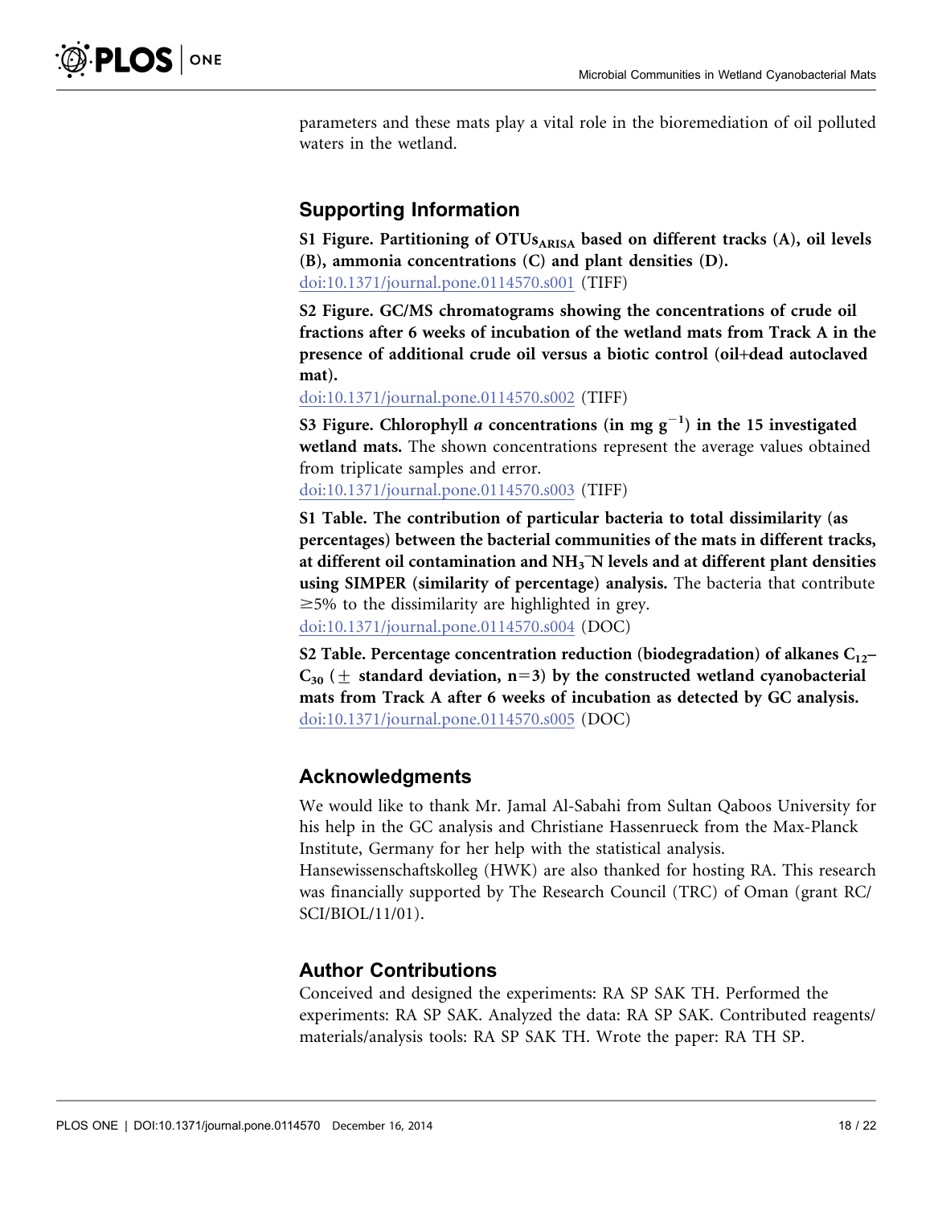parameters and these mats play a vital role in the bioremediation of oil polluted waters in the wetland.

## Supporting Information

**S1 Figure. Partitioning of $OTUs_{ARISA}$ based on different tracks (A), oil levels (B), ammonia concentrations (C) and plant densities (D).**
doi:10.1371/journal.pone.0114570.s001 (TIFF)

**S2 Figure. GC/MS chromatograms showing the concentrations of crude oil fractions after 6 weeks of incubation of the wetland mats from Track A in the presence of additional crude oil versus a biotic control (oil+dead autoclaved mat).**
doi:10.1371/journal.pone.0114570.s002 (TIFF)

**S3 Figure. Chlorophyll *a* concentrations (in mg $g^{-1}$) in the 15 investigated wetland mats.** The shown concentrations represent the average values obtained from triplicate samples and error.
doi:10.1371/journal.pone.0114570.s003 (TIFF)

**S1 Table. The contribution of particular bacteria to total dissimilarity (as percentages) between the bacterial communities of the mats in different tracks, at different oil contamination and $NH_3^{-}N$ levels and at different plant densities using SIMPER (similarity of percentage) analysis.** The bacteria that contribute $\geq$5% to the dissimilarity are highlighted in grey.
doi:10.1371/journal.pone.0114570.s004 (DOC)

**S2 Table. Percentage concentration reduction (biodegradation) of alkanes $C_{12}$–$C_{30}$ ($\pm$ standard deviation, n=3) by the constructed wetland cyanobacterial mats from Track A after 6 weeks of incubation as detected by GC analysis.**
doi:10.1371/journal.pone.0114570.s005 (DOC)

## Acknowledgments

We would like to thank Mr. Jamal Al-Sabahi from Sultan Qaboos University for his help in the GC analysis and Christiane Hassenrueck from the Max-Planck Institute, Germany for her help with the statistical analysis. Hansewissenschaftskolleg (HWK) are also thanked for hosting RA. This research was financially supported by The Research Council (TRC) of Oman (grant RC/SCI/BIOL/11/01).

## Author Contributions

Conceived and designed the experiments: RA SP SAK TH. Performed the experiments: RA SP SAK. Analyzed the data: RA SP SAK. Contributed reagents/materials/analysis tools: RA SP SAK TH. Wrote the paper: RA TH SP.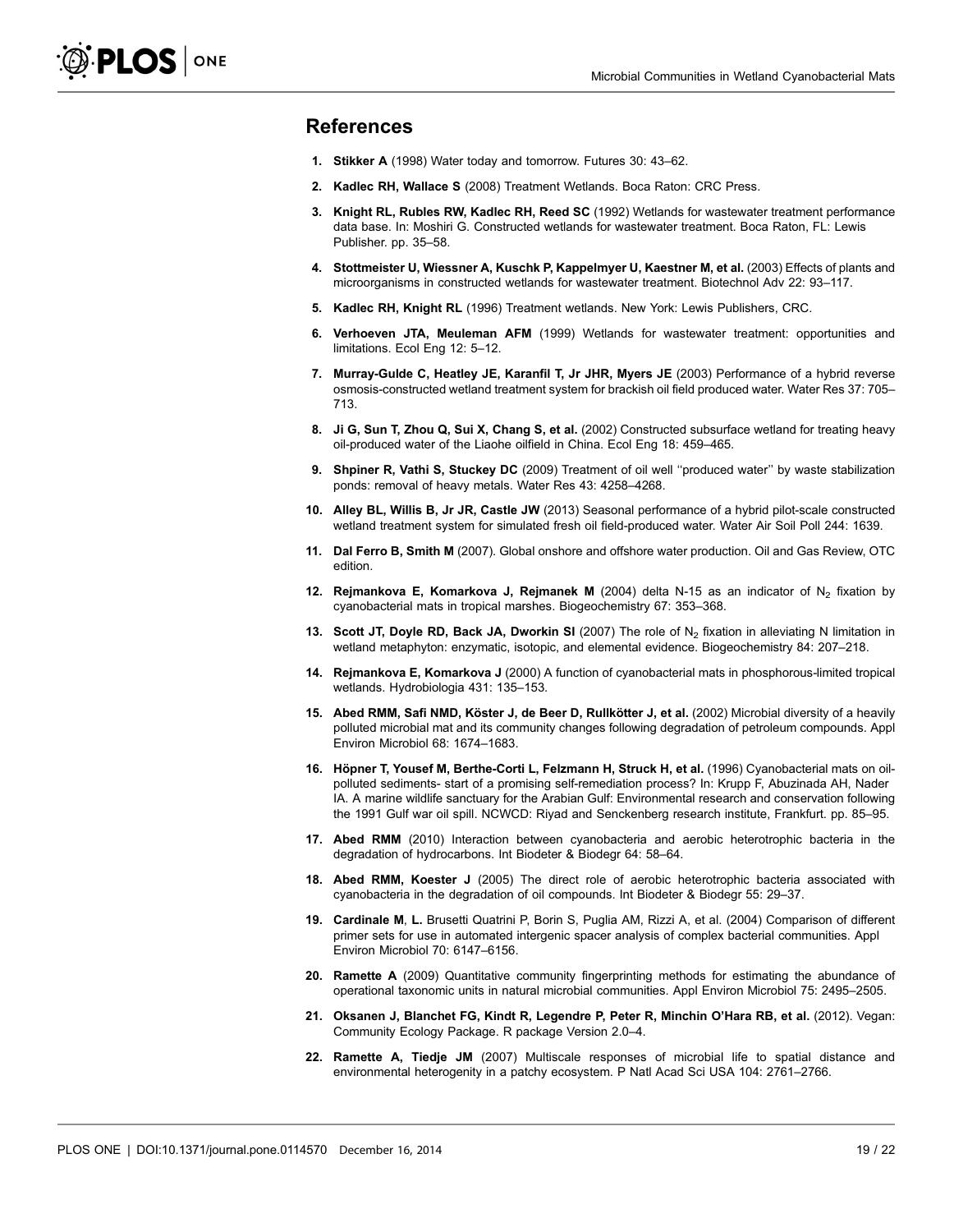## References

1. **Stikker A** (1998) Water today and tomorrow. Futures 30: 43–62.
2. **Kadlec RH, Wallace S** (2008) Treatment Wetlands. Boca Raton: CRC Press.
3. **Knight RL, Rubles RW, Kadlec RH, Reed SC** (1992) Wetlands for wastewater treatment performance data base. In: Moshiri G. Constructed wetlands for wastewater treatment. Boca Raton, FL: Lewis Publisher. pp. 35–58.
4. **Stottmeister U, Wiessner A, Kuschk P, Kappelmyer U, Kaestner M, et al.** (2003) Effects of plants and microorganisms in constructed wetlands for wastewater treatment. Biotechnol Adv 22: 93–117.
5. **Kadlec RH, Knight RL** (1996) Treatment wetlands. New York: Lewis Publishers, CRC.
6. **Verhoeven JTA, Meuleman AFM** (1999) Wetlands for wastewater treatment: opportunities and limitations. Ecol Eng 12: 5–12.
7. **Murray-Gulde C, Heatley JE, Karanfil T, Jr JHR, Myers JE** (2003) Performance of a hybrid reverse osmosis-constructed wetland treatment system for brackish oil field produced water. Water Res 37: 705–713.
8. **Ji G, Sun T, Zhou Q, Sui X, Chang S, et al.** (2002) Constructed subsurface wetland for treating heavy oil-produced water of the Liaohe oilfield in China. Ecol Eng 18: 459–465.
9. **Shpiner R, Vathi S, Stuckey DC** (2009) Treatment of oil well ''produced water'' by waste stabilization ponds: removal of heavy metals. Water Res 43: 4258–4268.
10. **Alley BL, Willis B, Jr JR, Castle JW** (2013) Seasonal performance of a hybrid pilot-scale constructed wetland treatment system for simulated fresh oil field-produced water. Water Air Soil Poll 244: 1639.
11. **Dal Ferro B, Smith M** (2007). Global onshore and offshore water production. Oil and Gas Review, OTC edition.
12. **Rejmankova E, Komarkova J, Rejmanek M** (2004) delta N-15 as an indicator of $N_2$ fixation by cyanobacterial mats in tropical marshes. Biogeochemistry 67: 353–368.
13. **Scott JT, Doyle RD, Back JA, Dworkin SI** (2007) The role of $N_2$ fixation in alleviating N limitation in wetland metaphyton: enzymatic, isotopic, and elemental evidence. Biogeochemistry 84: 207–218.
14. **Rejmankova E, Komarkova J** (2000) A function of cyanobacterial mats in phosphorous-limited tropical wetlands. Hydrobiologia 431: 135–153.
15. **Abed RMM, Safi NMD, Köster J, de Beer D, Rullkötter J, et al.** (2002) Microbial diversity of a heavily polluted microbial mat and its community changes following degradation of petroleum compounds. Appl Environ Microbiol 68: 1674–1683.
16. **Höpner T, Yousef M, Berthe-Corti L, Felzmann H, Struck H, et al.** (1996) Cyanobacterial mats on oil-polluted sediments- start of a promising self-remediation process? In: Krupp F, Abuzinada AH, Nader IA. A marine wildlife sanctuary for the Arabian Gulf: Environmental research and conservation following the 1991 Gulf war oil spill. NCWCD: Riyad and Senckenberg research institute, Frankfurt. pp. 85–95.
17. **Abed RMM** (2010) Interaction between cyanobacteria and aerobic heterotrophic bacteria in the degradation of hydrocarbons. Int Biodeter & Biodegr 64: 58–64.
18. **Abed RMM, Koester J** (2005) The direct role of aerobic heterotrophic bacteria associated with cyanobacteria in the degradation of oil compounds. Int Biodeter & Biodegr 55: 29–37.
19. **Cardinale M**, **L.** Brusetti Quatrini P, Borin S, Puglia AM, Rizzi A, et al. (2004) Comparison of different primer sets for use in automated intergenic spacer analysis of complex bacterial communities. Appl Environ Microbiol 70: 6147–6156.
20. **Ramette A** (2009) Quantitative community fingerprinting methods for estimating the abundance of operational taxonomic units in natural microbial communities. Appl Environ Microbiol 75: 2495–2505.
21. **Oksanen J, Blanchet FG, Kindt R, Legendre P, Peter R, Minchin O'Hara RB, et al.** (2012). Vegan: Community Ecology Package. R package Version 2.0–4.
22. **Ramette A, Tiedje JM** (2007) Multiscale responses of microbial life to spatial distance and environmental heterogenity in a patchy ecosystem. P Natl Acad Sci USA 104: 2761–2766.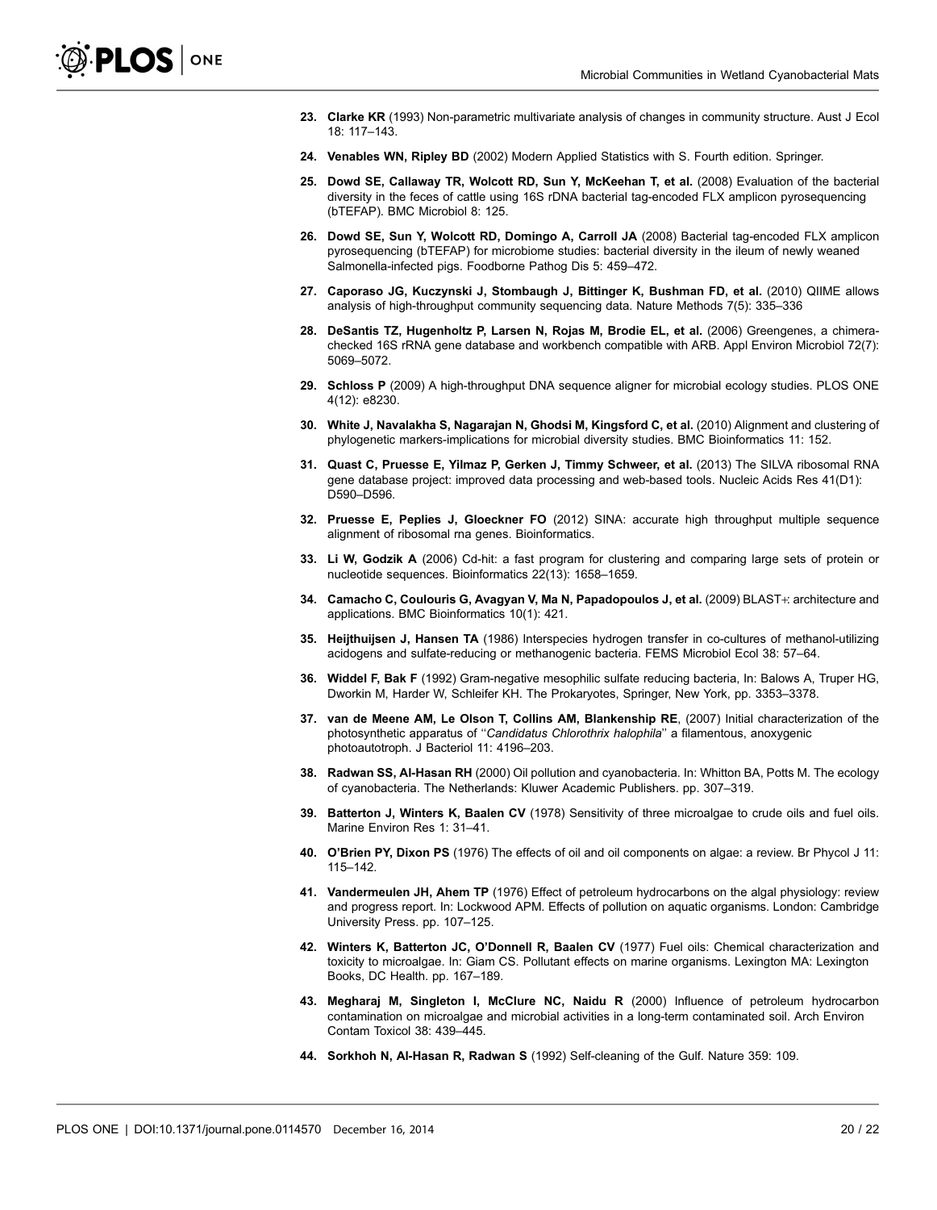23. **Clarke KR** (1993) Non-parametric multivariate analysis of changes in community structure. Aust J Ecol 18: 117–143.

24. **Venables WN, Ripley BD** (2002) Modern Applied Statistics with S. Fourth edition. Springer.

25. **Dowd SE, Callaway TR, Wolcott RD, Sun Y, McKeehan T, et al.** (2008) Evaluation of the bacterial diversity in the feces of cattle using 16S rDNA bacterial tag-encoded FLX amplicon pyrosequencing (bTEFAP). BMC Microbiol 8: 125.

26. **Dowd SE, Sun Y, Wolcott RD, Domingo A, Carroll JA** (2008) Bacterial tag-encoded FLX amplicon pyrosequencing (bTEFAP) for microbiome studies: bacterial diversity in the ileum of newly weaned Salmonella-infected pigs. Foodborne Pathog Dis 5: 459–472.

27. **Caporaso JG, Kuczynski J, Stombaugh J, Bittinger K, Bushman FD, et al.** (2010) QIIME allows analysis of high-throughput community sequencing data. Nature Methods 7(5): 335–336

28. **DeSantis TZ, Hugenholtz P, Larsen N, Rojas M, Brodie EL, et al.** (2006) Greengenes, a chimera-checked 16S rRNA gene database and workbench compatible with ARB. Appl Environ Microbiol 72(7): 5069–5072.

29. **Schloss P** (2009) A high-throughput DNA sequence aligner for microbial ecology studies. PLOS ONE 4(12): e8230.

30. **White J, Navalakha S, Nagarajan N, Ghodsi M, Kingsford C, et al.** (2010) Alignment and clustering of phylogenetic markers-implications for microbial diversity studies. BMC Bioinformatics 11: 152.

31. **Quast C, Pruesse E, Yilmaz P, Gerken J, Timmy Schweer, et al.** (2013) The SILVA ribosomal RNA gene database project: improved data processing and web-based tools. Nucleic Acids Res 41(D1): D590–D596.

32. **Pruesse E, Peplies J, Gloeckner FO** (2012) SINA: accurate high throughput multiple sequence alignment of ribosomal rna genes. Bioinformatics.

33. **Li W, Godzik A** (2006) Cd-hit: a fast program for clustering and comparing large sets of protein or nucleotide sequences. Bioinformatics 22(13): 1658–1659.

34. **Camacho C, Coulouris G, Avagyan V, Ma N, Papadopoulos J, et al.** (2009) BLAST+: architecture and applications. BMC Bioinformatics 10(1): 421.

35. **Heijthuijsen J, Hansen TA** (1986) Interspecies hydrogen transfer in co-cultures of methanol-utilizing acidogens and sulfate-reducing or methanogenic bacteria. FEMS Microbiol Ecol 38: 57–64.

36. **Widdel F, Bak F** (1992) Gram-negative mesophilic sulfate reducing bacteria, In: Balows A, Truper HG, Dworkin M, Harder W, Schleifer KH. The Prokaryotes, Springer, New York, pp. 3353–3378.

37. **van de Meene AM, Le Olson T, Collins AM, Blankenship RE**, (2007) Initial characterization of the photosynthetic apparatus of ''*Candidatus Chlorothrix halophila*'' a filamentous, anoxygenic photoautotroph. J Bacteriol 11: 4196–203.

38. **Radwan SS, Al-Hasan RH** (2000) Oil pollution and cyanobacteria. In: Whitton BA, Potts M. The ecology of cyanobacteria. The Netherlands: Kluwer Academic Publishers. pp. 307–319.

39. **Batterton J, Winters K, Baalen CV** (1978) Sensitivity of three microalgae to crude oils and fuel oils. Marine Environ Res 1: 31–41.

40. **O'Brien PY, Dixon PS** (1976) The effects of oil and oil components on algae: a review. Br Phycol J 11: 115–142.

41. **Vandermeulen JH, Ahem TP** (1976) Effect of petroleum hydrocarbons on the algal physiology: review and progress report. In: Lockwood APM. Effects of pollution on aquatic organisms. London: Cambridge University Press. pp. 107–125.

42. **Winters K, Batterton JC, O'Donnell R, Baalen CV** (1977) Fuel oils: Chemical characterization and toxicity to microalgae. In: Giam CS. Pollutant effects on marine organisms. Lexington MA: Lexington Books, DC Health. pp. 167–189.

43. **Megharaj M, Singleton I, McClure NC, Naidu R** (2000) Influence of petroleum hydrocarbon contamination on microalgae and microbial activities in a long-term contaminated soil. Arch Environ Contam Toxicol 38: 439–445.

44. **Sorkhoh N, Al-Hasan R, Radwan S** (1992) Self-cleaning of the Gulf. Nature 359: 109.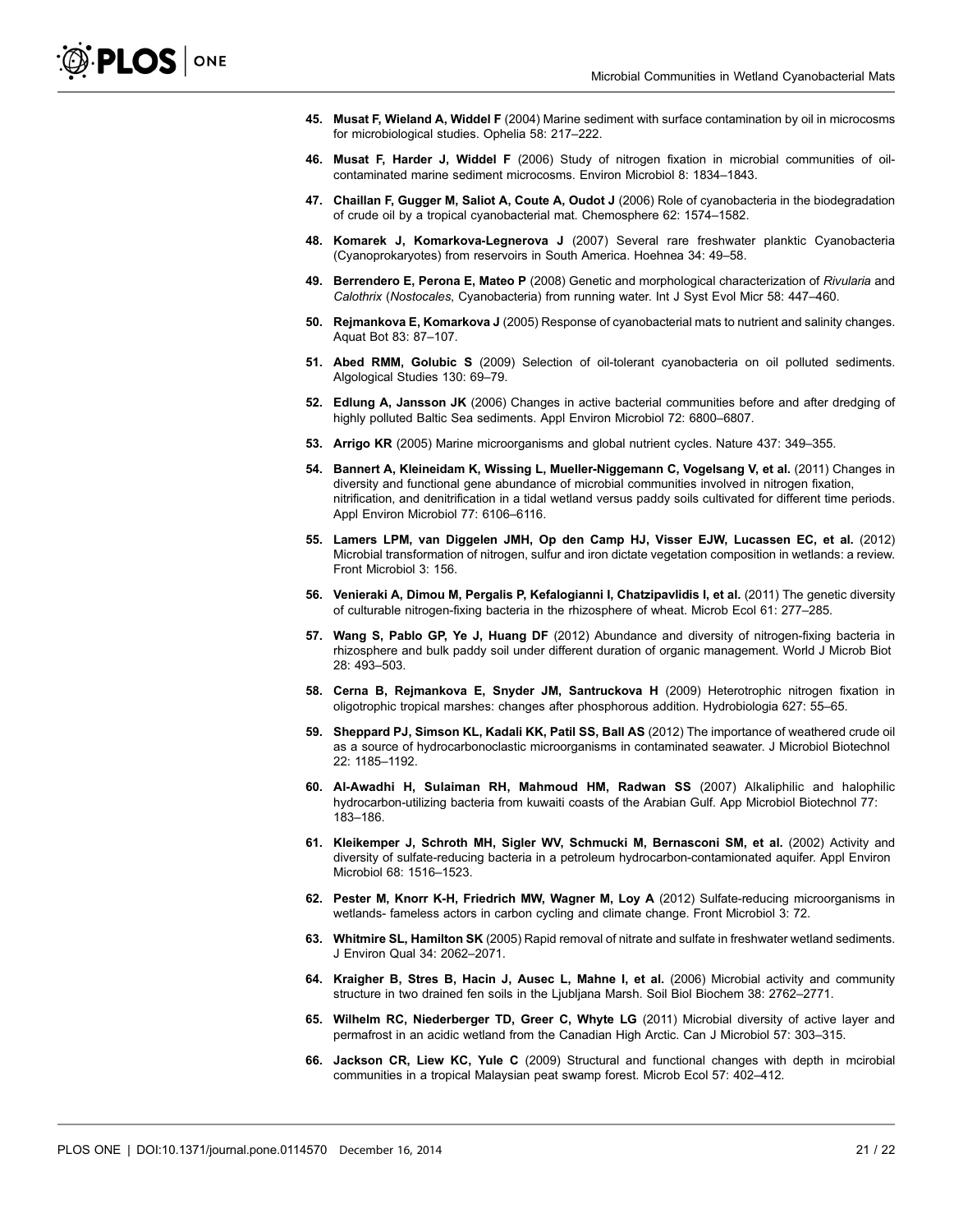45. **Musat F, Wieland A, Widdel F** (2004) Marine sediment with surface contamination by oil in microcosms for microbiological studies. Ophelia 58: 217–222.

46. **Musat F, Harder J, Widdel F** (2006) Study of nitrogen fixation in microbial communities of oil-contaminated marine sediment microcosms. Environ Microbiol 8: 1834–1843.

47. **Chaillan F, Gugger M, Saliot A, Coute A, Oudot J** (2006) Role of cyanobacteria in the biodegradation of crude oil by a tropical cyanobacterial mat. Chemosphere 62: 1574–1582.

48. **Komarek J, Komarkova-Legnerova J** (2007) Several rare freshwater planktic Cyanobacteria (Cyanoprokaryotes) from reservoirs in South America. Hoehnea 34: 49–58.

49. **Berrendero E, Perona E, Mateo P** (2008) Genetic and morphological characterization of *Rivularia* and *Calothrix* (*Nostocales*, Cyanobacteria) from running water. Int J Syst Evol Micr 58: 447–460.

50. **Rejmankova E, Komarkova J** (2005) Response of cyanobacterial mats to nutrient and salinity changes. Aquat Bot 83: 87–107.

51. **Abed RMM, Golubic S** (2009) Selection of oil-tolerant cyanobacteria on oil polluted sediments. Algological Studies 130: 69–79.

52. **Edlung A, Jansson JK** (2006) Changes in active bacterial communities before and after dredging of highly polluted Baltic Sea sediments. Appl Environ Microbiol 72: 6800–6807.

53. **Arrigo KR** (2005) Marine microorganisms and global nutrient cycles. Nature 437: 349–355.

54. **Bannert A, Kleineidam K, Wissing L, Mueller-Niggemann C, Vogelsang V, et al.** (2011) Changes in diversity and functional gene abundance of microbial communities involved in nitrogen fixation, nitrification, and denitrification in a tidal wetland versus paddy soils cultivated for different time periods. Appl Environ Microbiol 77: 6106–6116.

55. **Lamers LPM, van Diggelen JMH, Op den Camp HJ, Visser EJW, Lucassen EC, et al.** (2012) Microbial transformation of nitrogen, sulfur and iron dictate vegetation composition in wetlands: a review. Front Microbiol 3: 156.

56. **Venieraki A, Dimou M, Pergalis P, Kefalogianni I, Chatzipavlidis I, et al.** (2011) The genetic diversity of culturable nitrogen-fixing bacteria in the rhizosphere of wheat. Microb Ecol 61: 277–285.

57. **Wang S, Pablo GP, Ye J, Huang DF** (2012) Abundance and diversity of nitrogen-fixing bacteria in rhizosphere and bulk paddy soil under different duration of organic management. World J Microb Biot 28: 493–503.

58. **Cerna B, Rejmankova E, Snyder JM, Santruckova H** (2009) Heterotrophic nitrogen fixation in oligotrophic tropical marshes: changes after phosphorous addition. Hydrobiologia 627: 55–65.

59. **Sheppard PJ, Simson KL, Kadali KK, Patil SS, Ball AS** (2012) The importance of weathered crude oil as a source of hydrocarbonoclastic microorganisms in contaminated seawater. J Microbiol Biotechnol 22: 1185–1192.

60. **Al-Awadhi H, Sulaiman RH, Mahmoud HM, Radwan SS** (2007) Alkaliphilic and halophilic hydrocarbon-utilizing bacteria from kuwaiti coasts of the Arabian Gulf. App Microbiol Biotechnol 77: 183–186.

61. **Kleikemper J, Schroth MH, Sigler WV, Schmucki M, Bernasconi SM, et al.** (2002) Activity and diversity of sulfate-reducing bacteria in a petroleum hydrocarbon-contamionated aquifer. Appl Environ Microbiol 68: 1516–1523.

62. **Pester M, Knorr K-H, Friedrich MW, Wagner M, Loy A** (2012) Sulfate-reducing microorganisms in wetlands- fameless actors in carbon cycling and climate change. Front Microbiol 3: 72.

63. **Whitmire SL, Hamilton SK** (2005) Rapid removal of nitrate and sulfate in freshwater wetland sediments. J Environ Qual 34: 2062–2071.

64. **Kraigher B, Stres B, Hacin J, Ausec L, Mahne I, et al.** (2006) Microbial activity and community structure in two drained fen soils in the Ljubljana Marsh. Soil Biol Biochem 38: 2762–2771.

65. **Wilhelm RC, Niederberger TD, Greer C, Whyte LG** (2011) Microbial diversity of active layer and permafrost in an acidic wetland from the Canadian High Arctic. Can J Microbiol 57: 303–315.

66. **Jackson CR, Liew KC, Yule C** (2009) Structural and functional changes with depth in mcirobial communities in a tropical Malaysian peat swamp forest. Microb Ecol 57: 402–412.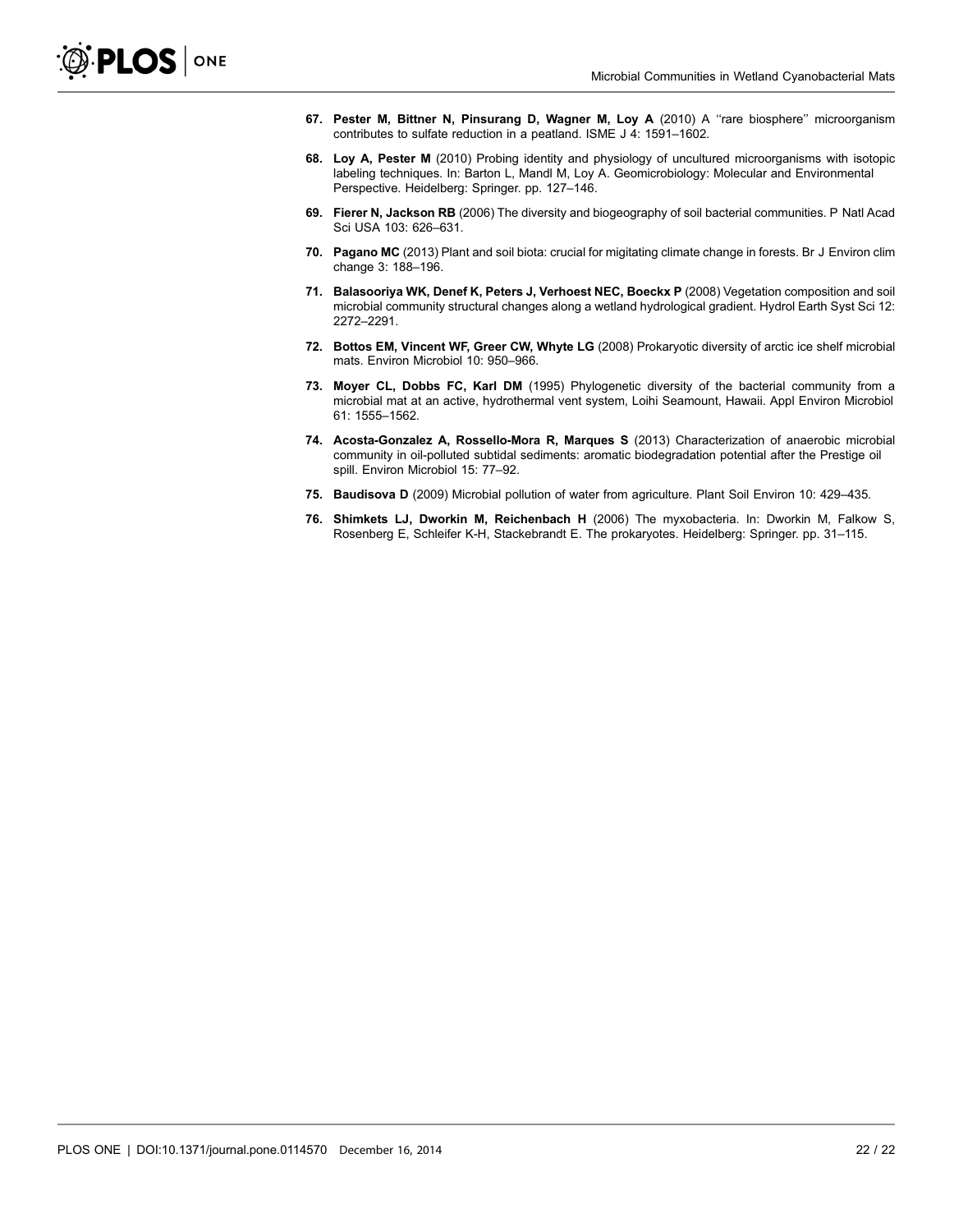67. **Pester M, Bittner N, Pinsurang D, Wagner M, Loy A** (2010) A ''rare biosphere'' microorganism contributes to sulfate reduction in a peatland. ISME J 4: 1591–1602.

68. **Loy A, Pester M** (2010) Probing identity and physiology of uncultured microorganisms with isotopic labeling techniques. In: Barton L, Mandl M, Loy A. Geomicrobiology: Molecular and Environmental Perspective. Heidelberg: Springer. pp. 127–146.

69. **Fierer N, Jackson RB** (2006) The diversity and biogeography of soil bacterial communities. P Natl Acad Sci USA 103: 626–631.

70. **Pagano MC** (2013) Plant and soil biota: crucial for migitating climate change in forests. Br J Environ clim change 3: 188–196.

71. **Balasooriya WK, Denef K, Peters J, Verhoest NEC, Boeckx P** (2008) Vegetation composition and soil microbial community structural changes along a wetland hydrological gradient. Hydrol Earth Syst Sci 12: 2272–2291.

72. **Bottos EM, Vincent WF, Greer CW, Whyte LG** (2008) Prokaryotic diversity of arctic ice shelf microbial mats. Environ Microbiol 10: 950–966.

73. **Moyer CL, Dobbs FC, Karl DM** (1995) Phylogenetic diversity of the bacterial community from a microbial mat at an active, hydrothermal vent system, Loihi Seamount, Hawaii. Appl Environ Microbiol 61: 1555–1562.

74. **Acosta-Gonzalez A, Rossello-Mora R, Marques S** (2013) Characterization of anaerobic microbial community in oil-polluted subtidal sediments: aromatic biodegradation potential after the Prestige oil spill. Environ Microbiol 15: 77–92.

75. **Baudisova D** (2009) Microbial pollution of water from agriculture. Plant Soil Environ 10: 429–435.

76. **Shimkets LJ, Dworkin M, Reichenbach H** (2006) The myxobacteria. In: Dworkin M, Falkow S, Rosenberg E, Schleifer K-H, Stackebrandt E. The prokaryotes. Heidelberg: Springer. pp. 31–115.